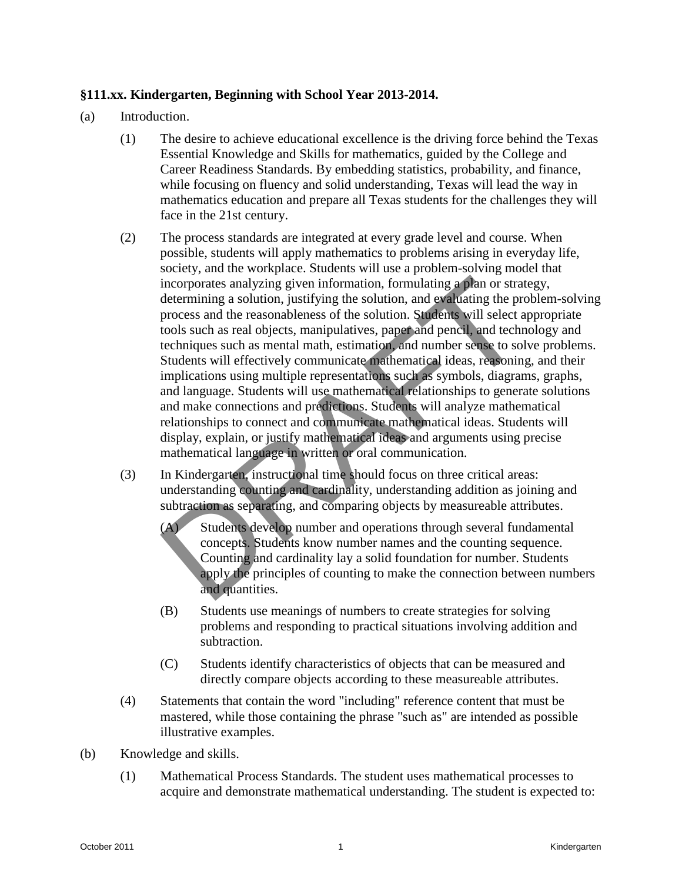**§111.xx. Kindergarten, Beginning with School Year 2013-2014.**

(a) Introduction.

(1) The desire to achieve educational excellence is the driving force behind the Texas Essential Knowledge and Skills for mathematics, guided by the College and Career Readiness Standards. By embedding statistics, probability, and finance, while focusing on fluency and solid understanding, Texas will lead the way in mathematics education and prepare all Texas students for the challenges they will face in the 21st century.

(2) The process standards are integrated at every grade level and course. When possible, students will apply mathematics to problems arising in everyday life, society, and the workplace. Students will use a problem-solving model that incorporates analyzing given information, formulating a plan or strategy, determining a solution, justifying the solution, and evaluating the problem-solving process and the reasonableness of the solution. Students will select appropriate tools such as real objects, manipulatives, paper and pencil, and technology and techniques such as mental math, estimation, and number sense to solve problems. Students will effectively communicate mathematical ideas, reasoning, and their implications using multiple representations such as symbols, diagrams, graphs, and language. Students will use mathematical relationships to generate solutions and make connections and predictions. Students will analyze mathematical relationships to connect and communicate mathematical ideas. Students will display, explain, or justify mathematical ideas and arguments using precise mathematical language in written or oral communication.

(3) In Kindergarten, instructional time should focus on three critical areas: understanding counting and cardinality, understanding addition as joining and subtraction as separating, and comparing objects by measureable attributes.

(A) Students develop number and operations through several fundamental concepts. Students know number names and the counting sequence. Counting and cardinality lay a solid foundation for number. Students apply the principles of counting to make the connection between numbers and quantities.

(B) Students use meanings of numbers to create strategies for solving problems and responding to practical situations involving addition and subtraction.

(C) Students identify characteristics of objects that can be measured and directly compare objects according to these measureable attributes.

(4) Statements that contain the word "including" reference content that must be mastered, while those containing the phrase "such as" are intended as possible illustrative examples.

(b) Knowledge and skills.

(1) Mathematical Process Standards. The student uses mathematical processes to acquire and demonstrate mathematical understanding. The student is expected to: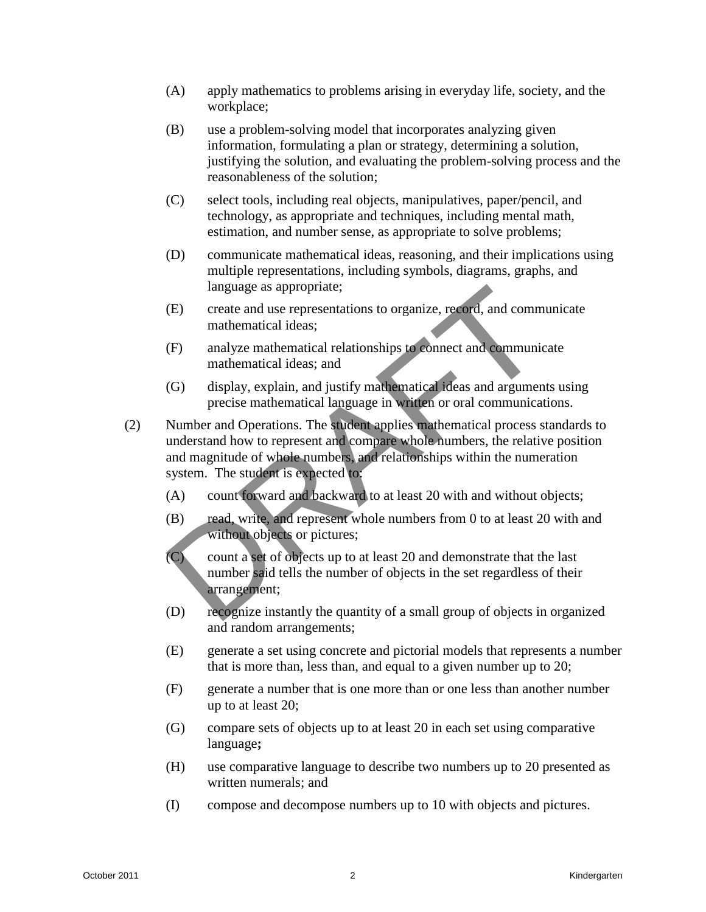(A) apply mathematics to problems arising in everyday life, society, and the workplace;

(B) use a problem-solving model that incorporates analyzing given information, formulating a plan or strategy, determining a solution, justifying the solution, and evaluating the problem-solving process and the reasonableness of the solution;

(C) select tools, including real objects, manipulatives, paper/pencil, and technology, as appropriate and techniques, including mental math, estimation, and number sense, as appropriate to solve problems;

(D) communicate mathematical ideas, reasoning, and their implications using multiple representations, including symbols, diagrams, graphs, and language as appropriate;

(E) create and use representations to organize, record, and communicate mathematical ideas;

(F) analyze mathematical relationships to connect and communicate mathematical ideas; and

(G) display, explain, and justify mathematical ideas and arguments using precise mathematical language in written or oral communications.

(2) Number and Operations. The student applies mathematical process standards to understand how to represent and compare whole numbers, the relative position and magnitude of whole numbers, and relationships within the numeration system. The student is expected to:

(A) count forward and backward to at least 20 with and without objects;

(B) read, write, and represent whole numbers from 0 to at least 20 with and without objects or pictures;

(C) count a set of objects up to at least 20 and demonstrate that the last number said tells the number of objects in the set regardless of their arrangement;

(D) recognize instantly the quantity of a small group of objects in organized and random arrangements;

(E) generate a set using concrete and pictorial models that represents a number that is more than, less than, and equal to a given number up to 20;

(F) generate a number that is one more than or one less than another number up to at least 20;

(G) compare sets of objects up to at least 20 in each set using comparative language**;**

(H) use comparative language to describe two numbers up to 20 presented as written numerals; and

(I) compose and decompose numbers up to 10 with objects and pictures.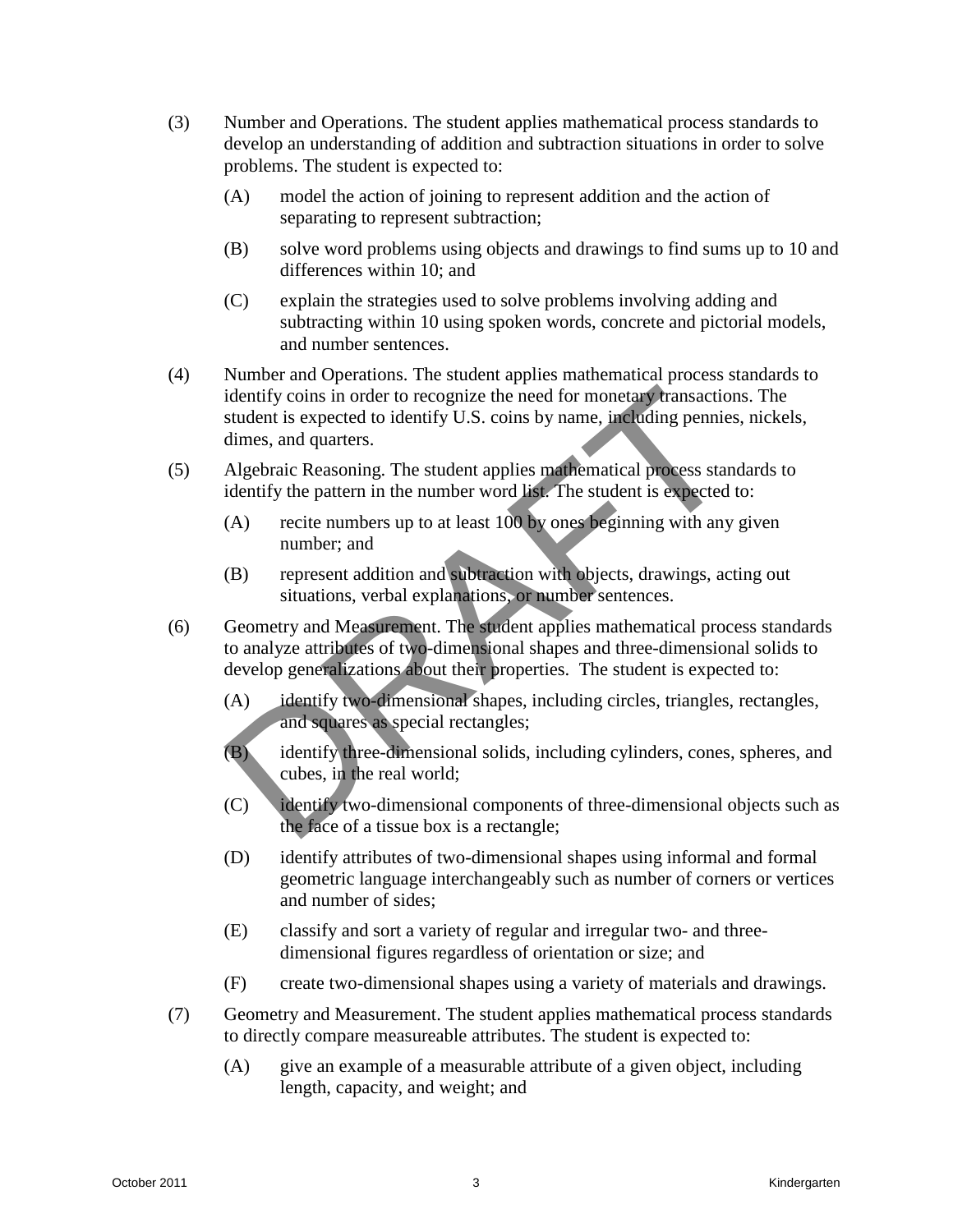(3) Number and Operations. The student applies mathematical process standards to develop an understanding of addition and subtraction situations in order to solve problems. The student is expected to:

   (A) model the action of joining to represent addition and the action of separating to represent subtraction;

   (B) solve word problems using objects and drawings to find sums up to 10 and differences within 10; and

   (C) explain the strategies used to solve problems involving adding and subtracting within 10 using spoken words, concrete and pictorial models, and number sentences.

(4) Number and Operations. The student applies mathematical process standards to identify coins in order to recognize the need for monetary transactions. The student is expected to identify U.S. coins by name, including pennies, nickels, dimes, and quarters.

(5) Algebraic Reasoning. The student applies mathematical process standards to identify the pattern in the number word list. The student is expected to:

   (A) recite numbers up to at least 100 by ones beginning with any given number; and

   (B) represent addition and subtraction with objects, drawings, acting out situations, verbal explanations, or number sentences.

(6) Geometry and Measurement. The student applies mathematical process standards to analyze attributes of two-dimensional shapes and three-dimensional solids to develop generalizations about their properties. The student is expected to:

   (A) identify two-dimensional shapes, including circles, triangles, rectangles, and squares as special rectangles;

   (B) identify three-dimensional solids, including cylinders, cones, spheres, and cubes, in the real world;

   (C) identify two-dimensional components of three-dimensional objects such as the face of a tissue box is a rectangle;

   (D) identify attributes of two-dimensional shapes using informal and formal geometric language interchangeably such as number of corners or vertices and number of sides;

   (E) classify and sort a variety of regular and irregular two- and three-dimensional figures regardless of orientation or size; and

   (F) create two-dimensional shapes using a variety of materials and drawings.

(7) Geometry and Measurement. The student applies mathematical process standards to directly compare measureable attributes. The student is expected to:

   (A) give an example of a measurable attribute of a given object, including length, capacity, and weight; and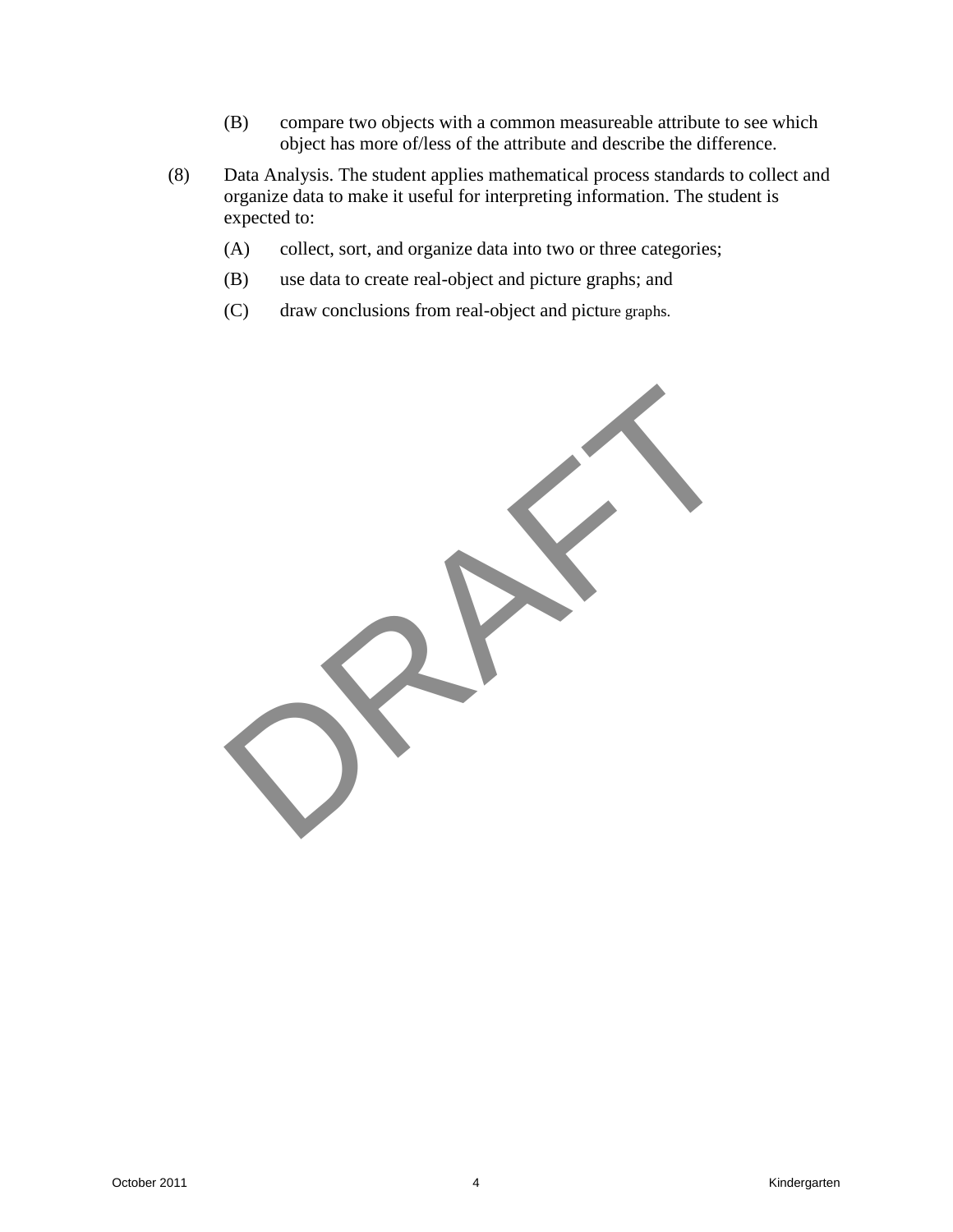(B) compare two objects with a common measureable attribute to see which object has more of/less of the attribute and describe the difference.

(8) Data Analysis. The student applies mathematical process standards to collect and organize data to make it useful for interpreting information. The student is expected to:

(A) collect, sort, and organize data into two or three categories;

(B) use data to create real-object and picture graphs; and

(C) draw conclusions from real-object and picture graphs.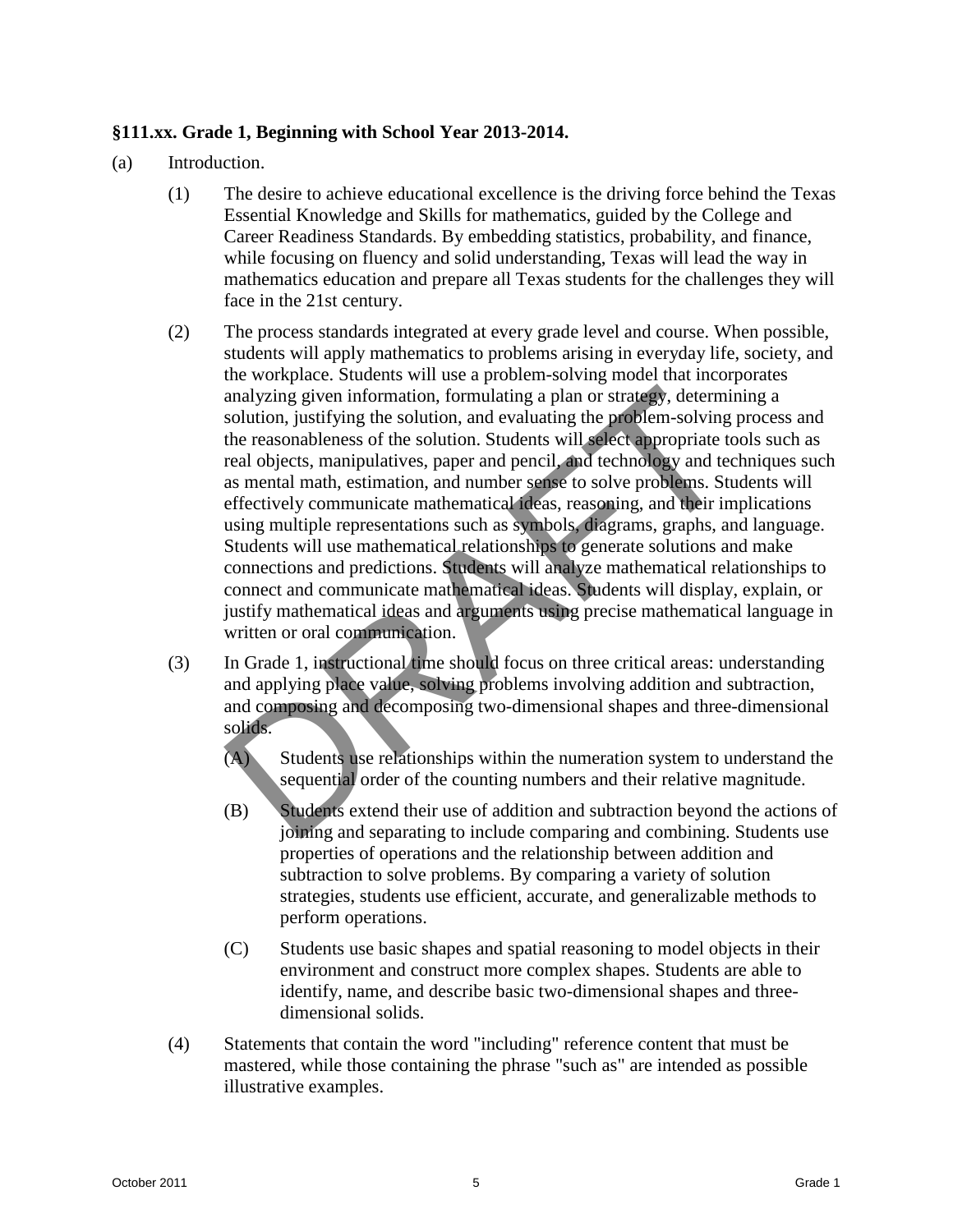**§111.xx. Grade 1, Beginning with School Year 2013-2014.**

(a) Introduction.

(1) The desire to achieve educational excellence is the driving force behind the Texas Essential Knowledge and Skills for mathematics, guided by the College and Career Readiness Standards. By embedding statistics, probability, and finance, while focusing on fluency and solid understanding, Texas will lead the way in mathematics education and prepare all Texas students for the challenges they will face in the 21st century.

(2) The process standards integrated at every grade level and course. When possible, students will apply mathematics to problems arising in everyday life, society, and the workplace. Students will use a problem-solving model that incorporates analyzing given information, formulating a plan or strategy, determining a solution, justifying the solution, and evaluating the problem-solving process and the reasonableness of the solution. Students will select appropriate tools such as real objects, manipulatives, paper and pencil, and technology and techniques such as mental math, estimation, and number sense to solve problems. Students will effectively communicate mathematical ideas, reasoning, and their implications using multiple representations such as symbols, diagrams, graphs, and language. Students will use mathematical relationships to generate solutions and make connections and predictions. Students will analyze mathematical relationships to connect and communicate mathematical ideas. Students will display, explain, or justify mathematical ideas and arguments using precise mathematical language in written or oral communication.

(3) In Grade 1, instructional time should focus on three critical areas: understanding and applying place value, solving problems involving addition and subtraction, and composing and decomposing two-dimensional shapes and three-dimensional solids.

(A) Students use relationships within the numeration system to understand the sequential order of the counting numbers and their relative magnitude.

(B) Students extend their use of addition and subtraction beyond the actions of joining and separating to include comparing and combining. Students use properties of operations and the relationship between addition and subtraction to solve problems. By comparing a variety of solution strategies, students use efficient, accurate, and generalizable methods to perform operations.

(C) Students use basic shapes and spatial reasoning to model objects in their environment and construct more complex shapes. Students are able to identify, name, and describe basic two-dimensional shapes and three-dimensional solids.

(4) Statements that contain the word "including" reference content that must be mastered, while those containing the phrase "such as" are intended as possible illustrative examples.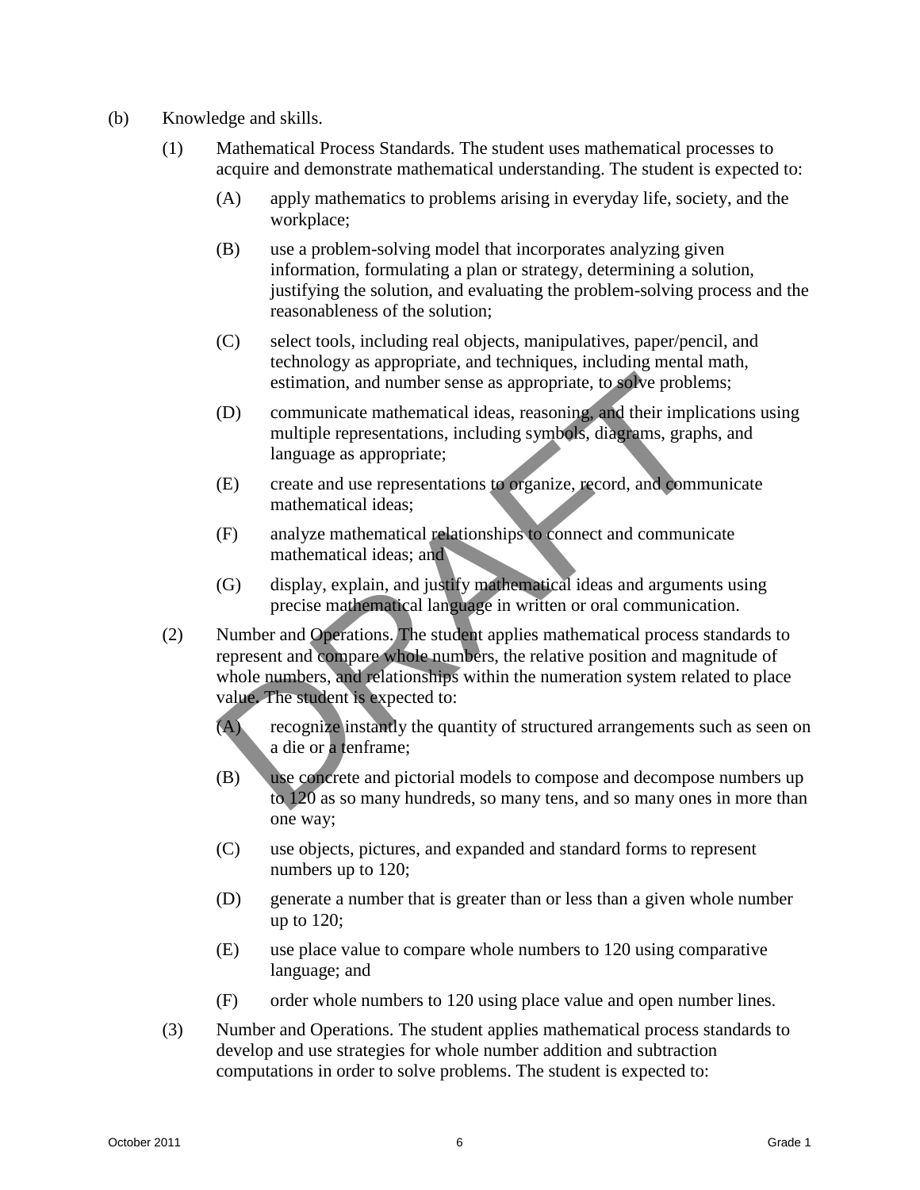(b) Knowledge and skills.

(1) Mathematical Process Standards. The student uses mathematical processes to acquire and demonstrate mathematical understanding. The student is expected to:

(A) apply mathematics to problems arising in everyday life, society, and the workplace;

(B) use a problem-solving model that incorporates analyzing given information, formulating a plan or strategy, determining a solution, justifying the solution, and evaluating the problem-solving process and the reasonableness of the solution;

(C) select tools, including real objects, manipulatives, paper/pencil, and technology as appropriate, and techniques, including mental math, estimation, and number sense as appropriate, to solve problems;

(D) communicate mathematical ideas, reasoning, and their implications using multiple representations, including symbols, diagrams, graphs, and language as appropriate;

(E) create and use representations to organize, record, and communicate mathematical ideas;

(F) analyze mathematical relationships to connect and communicate mathematical ideas; and

(G) display, explain, and justify mathematical ideas and arguments using precise mathematical language in written or oral communication.

(2) Number and Operations. The student applies mathematical process standards to represent and compare whole numbers, the relative position and magnitude of whole numbers, and relationships within the numeration system related to place value. The student is expected to:

(A) recognize instantly the quantity of structured arrangements such as seen on a die or a tenframe;

(B) use concrete and pictorial models to compose and decompose numbers up to 120 as so many hundreds, so many tens, and so many ones in more than one way;

(C) use objects, pictures, and expanded and standard forms to represent numbers up to 120;

(D) generate a number that is greater than or less than a given whole number up to 120;

(E) use place value to compare whole numbers to 120 using comparative language; and

(F) order whole numbers to 120 using place value and open number lines.

(3) Number and Operations. The student applies mathematical process standards to develop and use strategies for whole number addition and subtraction computations in order to solve problems. The student is expected to: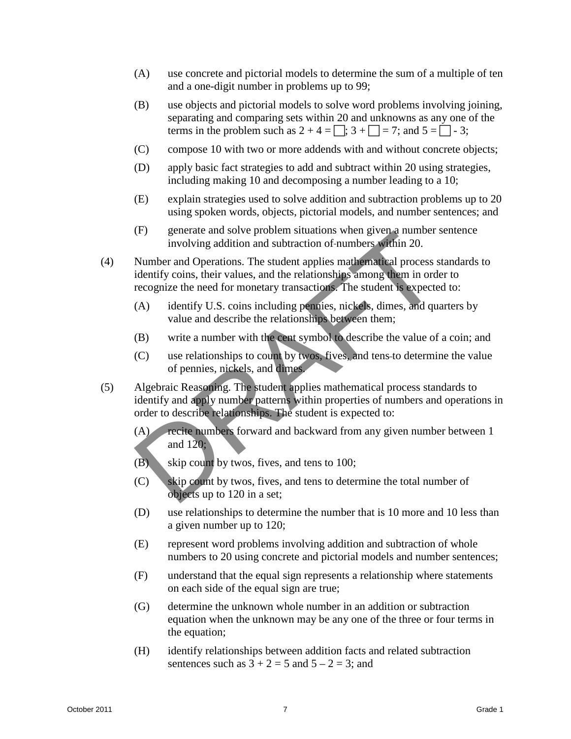(A) use concrete and pictorial models to determine the sum of a multiple of ten and a one-digit number in problems up to 99;

(B) use objects and pictorial models to solve word problems involving joining, separating and comparing sets within 20 and unknowns as any one of the terms in the problem such as $2 + 4 = \square$; $3 + \square = 7$; and $5 = \square - 3$;

(C) compose 10 with two or more addends with and without concrete objects;

(D) apply basic fact strategies to add and subtract within 20 using strategies, including making 10 and decomposing a number leading to a 10;

(E) explain strategies used to solve addition and subtraction problems up to 20 using spoken words, objects, pictorial models, and number sentences; and

(F) generate and solve problem situations when given a number sentence involving addition and subtraction of numbers within 20.

(4) Number and Operations. The student applies mathematical process standards to identify coins, their values, and the relationships among them in order to recognize the need for monetary transactions. The student is expected to:

(A) identify U.S. coins including pennies, nickels, dimes, and quarters by value and describe the relationships between them;

(B) write a number with the cent symbol to describe the value of a coin; and

(C) use relationships to count by twos, fives, and tens to determine the value of pennies, nickels, and dimes.

(5) Algebraic Reasoning. The student applies mathematical process standards to identify and apply number patterns within properties of numbers and operations in order to describe relationships. The student is expected to:

(A) recite numbers forward and backward from any given number between 1 and 120;

(B) skip count by twos, fives, and tens to 100;

(C) skip count by twos, fives, and tens to determine the total number of objects up to 120 in a set;

(D) use relationships to determine the number that is 10 more and 10 less than a given number up to 120;

(E) represent word problems involving addition and subtraction of whole numbers to 20 using concrete and pictorial models and number sentences;

(F) understand that the equal sign represents a relationship where statements on each side of the equal sign are true;

(G) determine the unknown whole number in an addition or subtraction equation when the unknown may be any one of the three or four terms in the equation;

(H) identify relationships between addition facts and related subtraction sentences such as $3 + 2 = 5$ and $5 - 2 = 3$; and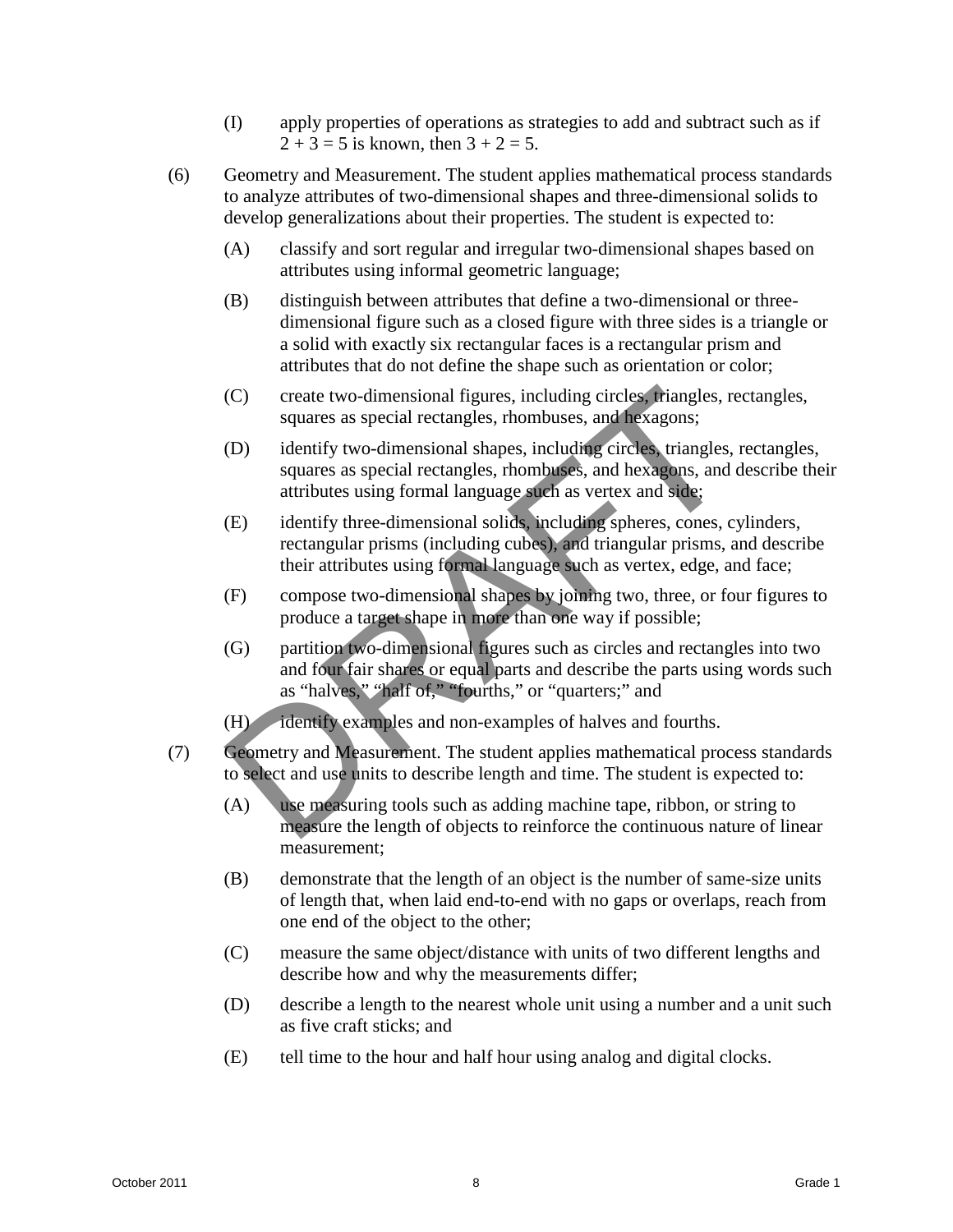(I) apply properties of operations as strategies to add and subtract such as if $2 + 3 = 5$ is known, then $3 + 2 = 5$.

(6) Geometry and Measurement. The student applies mathematical process standards to analyze attributes of two-dimensional shapes and three-dimensional solids to develop generalizations about their properties. The student is expected to:

(A) classify and sort regular and irregular two-dimensional shapes based on attributes using informal geometric language;

(B) distinguish between attributes that define a two-dimensional or three-dimensional figure such as a closed figure with three sides is a triangle or a solid with exactly six rectangular faces is a rectangular prism and attributes that do not define the shape such as orientation or color;

(C) create two-dimensional figures, including circles, triangles, rectangles, squares as special rectangles, rhombuses, and hexagons;

(D) identify two-dimensional shapes, including circles, triangles, rectangles, squares as special rectangles, rhombuses, and hexagons, and describe their attributes using formal language such as vertex and side;

(E) identify three-dimensional solids, including spheres, cones, cylinders, rectangular prisms (including cubes), and triangular prisms, and describe their attributes using formal language such as vertex, edge, and face;

(F) compose two-dimensional shapes by joining two, three, or four figures to produce a target shape in more than one way if possible;

(G) partition two-dimensional figures such as circles and rectangles into two and four fair shares or equal parts and describe the parts using words such as "halves," "half of," "fourths," or "quarters;" and

(H) identify examples and non-examples of halves and fourths.

(7) Geometry and Measurement. The student applies mathematical process standards to select and use units to describe length and time. The student is expected to:

(A) use measuring tools such as adding machine tape, ribbon, or string to measure the length of objects to reinforce the continuous nature of linear measurement;

(B) demonstrate that the length of an object is the number of same-size units of length that, when laid end-to-end with no gaps or overlaps, reach from one end of the object to the other;

(C) measure the same object/distance with units of two different lengths and describe how and why the measurements differ;

(D) describe a length to the nearest whole unit using a number and a unit such as five craft sticks; and

(E) tell time to the hour and half hour using analog and digital clocks.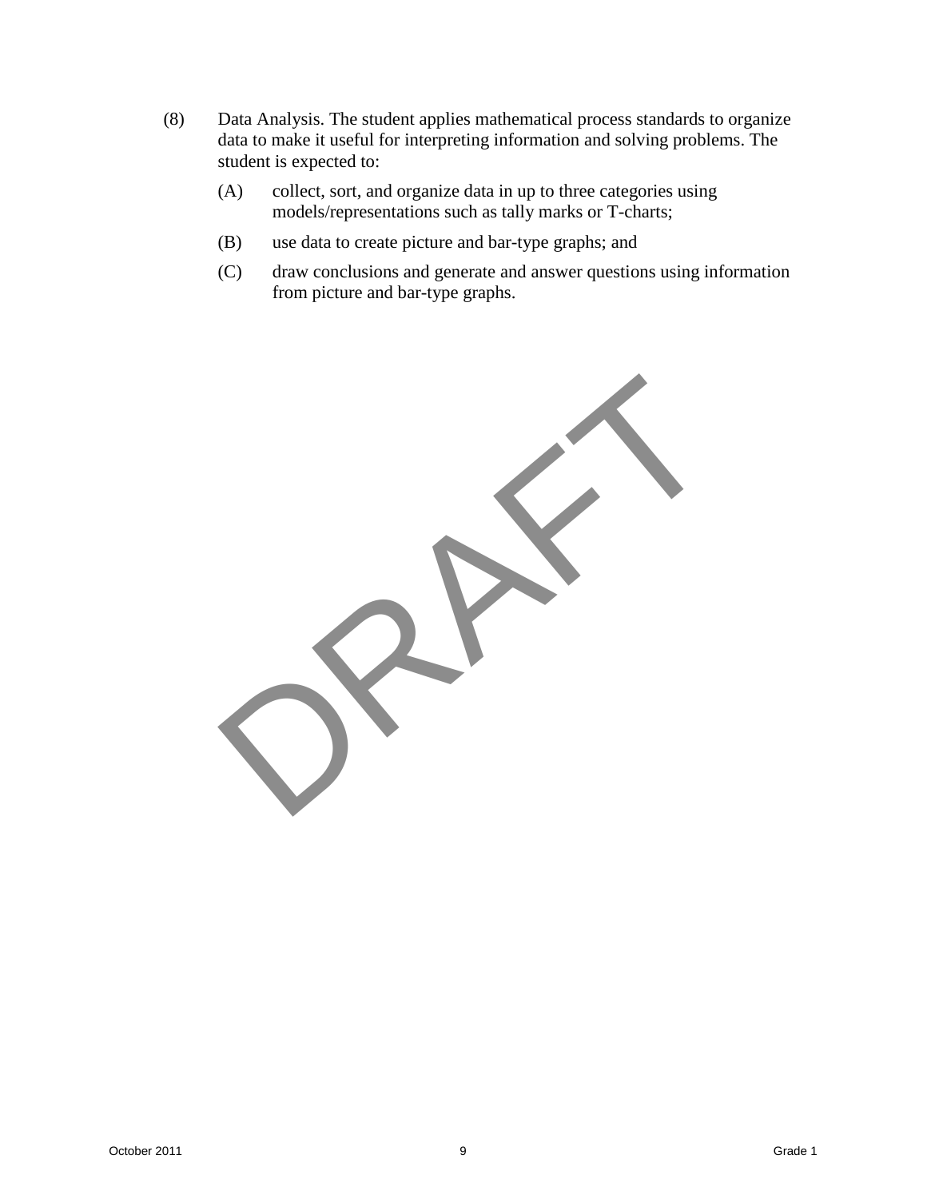(8) Data Analysis. The student applies mathematical process standards to organize data to make it useful for interpreting information and solving problems. The student is expected to:

   (A) collect, sort, and organize data in up to three categories using models/representations such as tally marks or T-charts;

   (B) use data to create picture and bar-type graphs; and

   (C) draw conclusions and generate and answer questions using information from picture and bar-type graphs.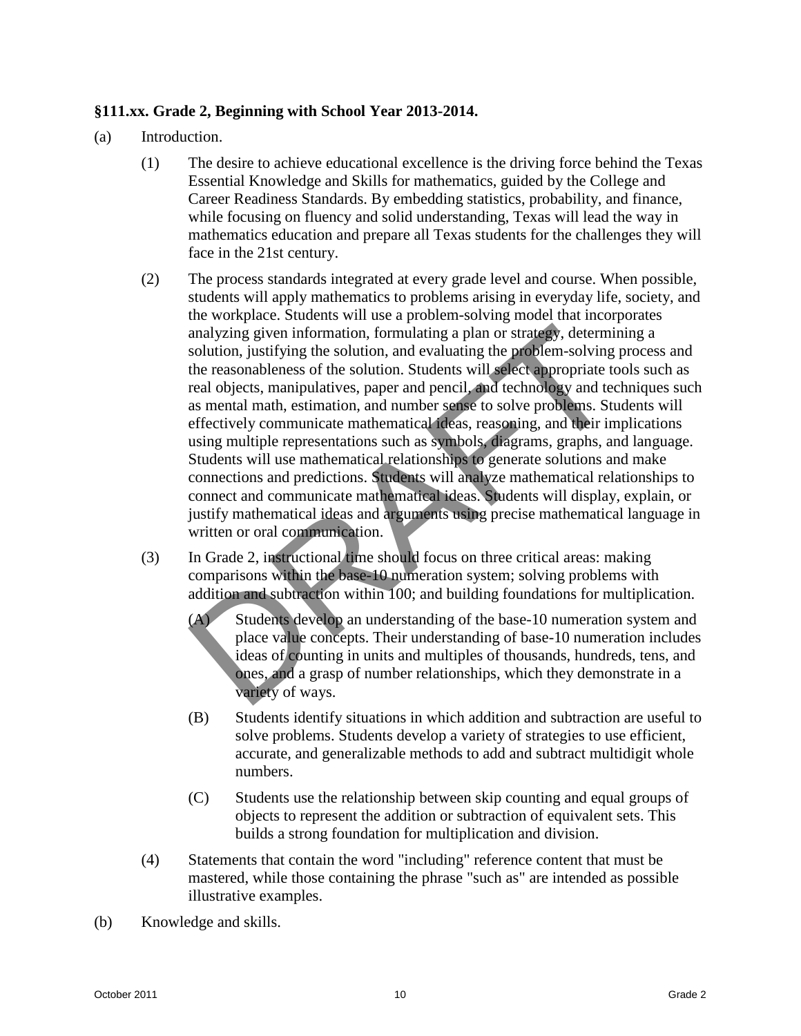**§111.xx. Grade 2, Beginning with School Year 2013-2014.**

(a) Introduction.

(1) The desire to achieve educational excellence is the driving force behind the Texas Essential Knowledge and Skills for mathematics, guided by the College and Career Readiness Standards. By embedding statistics, probability, and finance, while focusing on fluency and solid understanding, Texas will lead the way in mathematics education and prepare all Texas students for the challenges they will face in the 21st century.

(2) The process standards integrated at every grade level and course. When possible, students will apply mathematics to problems arising in everyday life, society, and the workplace. Students will use a problem-solving model that incorporates analyzing given information, formulating a plan or strategy, determining a solution, justifying the solution, and evaluating the problem-solving process and the reasonableness of the solution. Students will select appropriate tools such as real objects, manipulatives, paper and pencil, and technology and techniques such as mental math, estimation, and number sense to solve problems. Students will effectively communicate mathematical ideas, reasoning, and their implications using multiple representations such as symbols, diagrams, graphs, and language. Students will use mathematical relationships to generate solutions and make connections and predictions. Students will analyze mathematical relationships to connect and communicate mathematical ideas. Students will display, explain, or justify mathematical ideas and arguments using precise mathematical language in written or oral communication.

(3) In Grade 2, instructional time should focus on three critical areas: making comparisons within the base-10 numeration system; solving problems with addition and subtraction within 100; and building foundations for multiplication.

(A) Students develop an understanding of the base-10 numeration system and place value concepts. Their understanding of base-10 numeration includes ideas of counting in units and multiples of thousands, hundreds, tens, and ones, and a grasp of number relationships, which they demonstrate in a variety of ways.

(B) Students identify situations in which addition and subtraction are useful to solve problems. Students develop a variety of strategies to use efficient, accurate, and generalizable methods to add and subtract multidigit whole numbers.

(C) Students use the relationship between skip counting and equal groups of objects to represent the addition or subtraction of equivalent sets. This builds a strong foundation for multiplication and division.

(4) Statements that contain the word "including" reference content that must be mastered, while those containing the phrase "such as" are intended as possible illustrative examples.

(b) Knowledge and skills.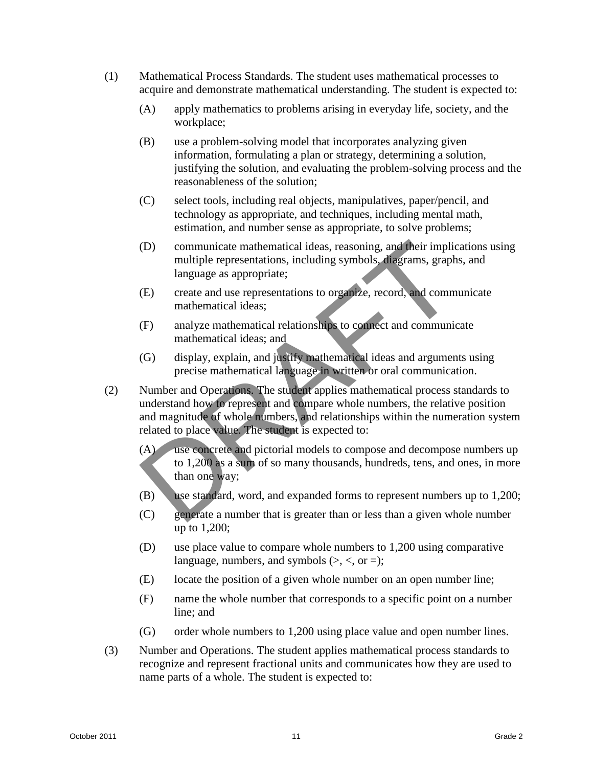(1) Mathematical Process Standards. The student uses mathematical processes to acquire and demonstrate mathematical understanding. The student is expected to:

- (A) apply mathematics to problems arising in everyday life, society, and the workplace;
- (B) use a problem-solving model that incorporates analyzing given information, formulating a plan or strategy, determining a solution, justifying the solution, and evaluating the problem-solving process and the reasonableness of the solution;
- (C) select tools, including real objects, manipulatives, paper/pencil, and technology as appropriate, and techniques, including mental math, estimation, and number sense as appropriate, to solve problems;
- (D) communicate mathematical ideas, reasoning, and their implications using multiple representations, including symbols, diagrams, graphs, and language as appropriate;
- (E) create and use representations to organize, record, and communicate mathematical ideas;
- (F) analyze mathematical relationships to connect and communicate mathematical ideas; and
- (G) display, explain, and justify mathematical ideas and arguments using precise mathematical language in written or oral communication.

(2) Number and Operations. The student applies mathematical process standards to understand how to represent and compare whole numbers, the relative position and magnitude of whole numbers, and relationships within the numeration system related to place value. The student is expected to:

- (A) use concrete and pictorial models to compose and decompose numbers up to 1,200 as a sum of so many thousands, hundreds, tens, and ones, in more than one way;
- (B) use standard, word, and expanded forms to represent numbers up to 1,200;
- (C) generate a number that is greater than or less than a given whole number up to 1,200;
- (D) use place value to compare whole numbers to 1,200 using comparative language, numbers, and symbols (>, <, or =);
- (E) locate the position of a given whole number on an open number line;
- (F) name the whole number that corresponds to a specific point on a number line; and
- (G) order whole numbers to 1,200 using place value and open number lines.

(3) Number and Operations. The student applies mathematical process standards to recognize and represent fractional units and communicates how they are used to name parts of a whole. The student is expected to: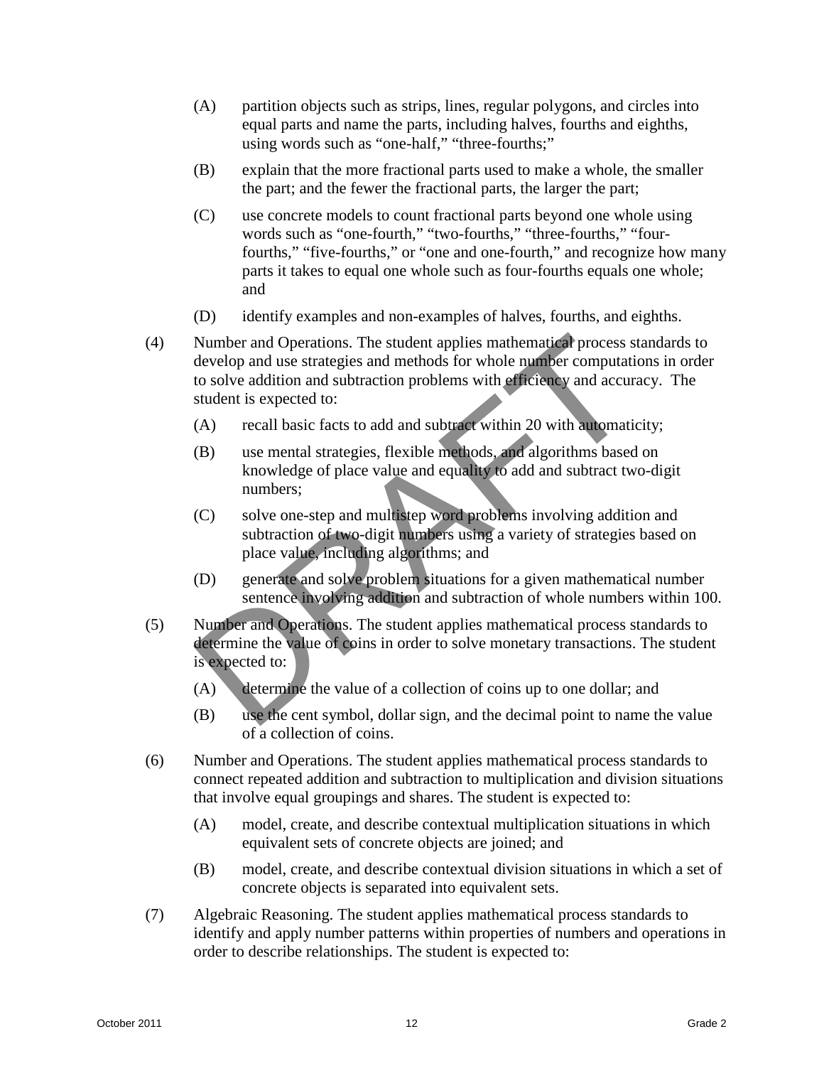(A) partition objects such as strips, lines, regular polygons, and circles into equal parts and name the parts, including halves, fourths and eighths, using words such as "one-half," "three-fourths;"

(B) explain that the more fractional parts used to make a whole, the smaller the part; and the fewer the fractional parts, the larger the part;

(C) use concrete models to count fractional parts beyond one whole using words such as "one-fourth," "two-fourths," "three-fourths," "four-fourths," "five-fourths," or "one and one-fourth," and recognize how many parts it takes to equal one whole such as four-fourths equals one whole; and

(D) identify examples and non-examples of halves, fourths, and eighths.

(4) Number and Operations. The student applies mathematical process standards to develop and use strategies and methods for whole number computations in order to solve addition and subtraction problems with efficiency and accuracy. The student is expected to:

(A) recall basic facts to add and subtract within 20 with automaticity;

(B) use mental strategies, flexible methods, and algorithms based on knowledge of place value and equality to add and subtract two-digit numbers;

(C) solve one-step and multistep word problems involving addition and subtraction of two-digit numbers using a variety of strategies based on place value, including algorithms; and

(D) generate and solve problem situations for a given mathematical number sentence involving addition and subtraction of whole numbers within 100.

(5) Number and Operations. The student applies mathematical process standards to determine the value of coins in order to solve monetary transactions. The student is expected to:

(A) determine the value of a collection of coins up to one dollar; and

(B) use the cent symbol, dollar sign, and the decimal point to name the value of a collection of coins.

(6) Number and Operations. The student applies mathematical process standards to connect repeated addition and subtraction to multiplication and division situations that involve equal groupings and shares. The student is expected to:

(A) model, create, and describe contextual multiplication situations in which equivalent sets of concrete objects are joined; and

(B) model, create, and describe contextual division situations in which a set of concrete objects is separated into equivalent sets.

(7) Algebraic Reasoning. The student applies mathematical process standards to identify and apply number patterns within properties of numbers and operations in order to describe relationships. The student is expected to: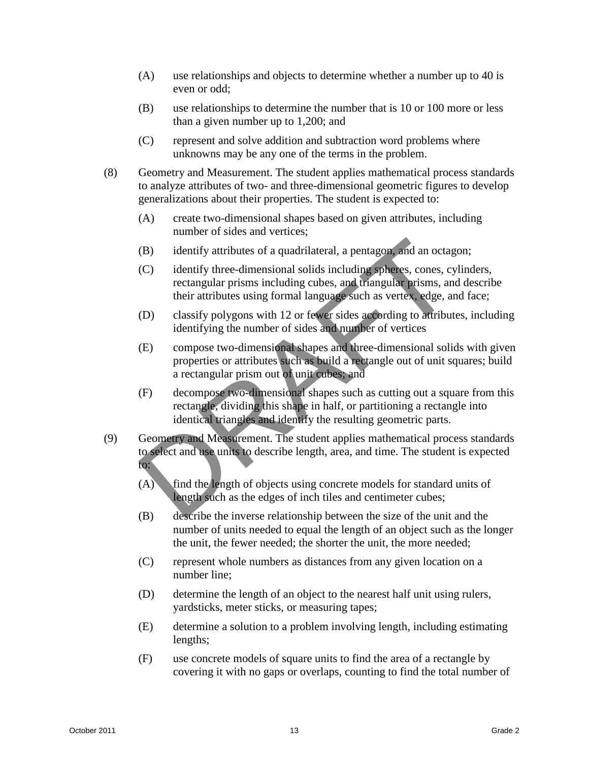(A) use relationships and objects to determine whether a number up to 40 is even or odd;

(B) use relationships to determine the number that is 10 or 100 more or less than a given number up to 1,200; and

(C) represent and solve addition and subtraction word problems where unknowns may be any one of the terms in the problem.

(8) Geometry and Measurement. The student applies mathematical process standards to analyze attributes of two- and three-dimensional geometric figures to develop generalizations about their properties. The student is expected to:

(A) create two-dimensional shapes based on given attributes, including number of sides and vertices;

(B) identify attributes of a quadrilateral, a pentagon, and an octagon;

(C) identify three-dimensional solids including spheres, cones, cylinders, rectangular prisms including cubes, and triangular prisms, and describe their attributes using formal language such as vertex, edge, and face;

(D) classify polygons with 12 or fewer sides according to attributes, including identifying the number of sides and number of vertices

(E) compose two-dimensional shapes and three-dimensional solids with given properties or attributes such as build a rectangle out of unit squares; build a rectangular prism out of unit cubes; and

(F) decompose two-dimensional shapes such as cutting out a square from this rectangle, dividing this shape in half, or partitioning a rectangle into identical triangles and identify the resulting geometric parts.

(9) Geometry and Measurement. The student applies mathematical process standards to select and use units to describe length, area, and time. The student is expected to:

(A) find the length of objects using concrete models for standard units of length such as the edges of inch tiles and centimeter cubes;

(B) describe the inverse relationship between the size of the unit and the number of units needed to equal the length of an object such as the longer the unit, the fewer needed; the shorter the unit, the more needed;

(C) represent whole numbers as distances from any given location on a number line;

(D) determine the length of an object to the nearest half unit using rulers, yardsticks, meter sticks, or measuring tapes;

(E) determine a solution to a problem involving length, including estimating lengths;

(F) use concrete models of square units to find the area of a rectangle by covering it with no gaps or overlaps, counting to find the total number of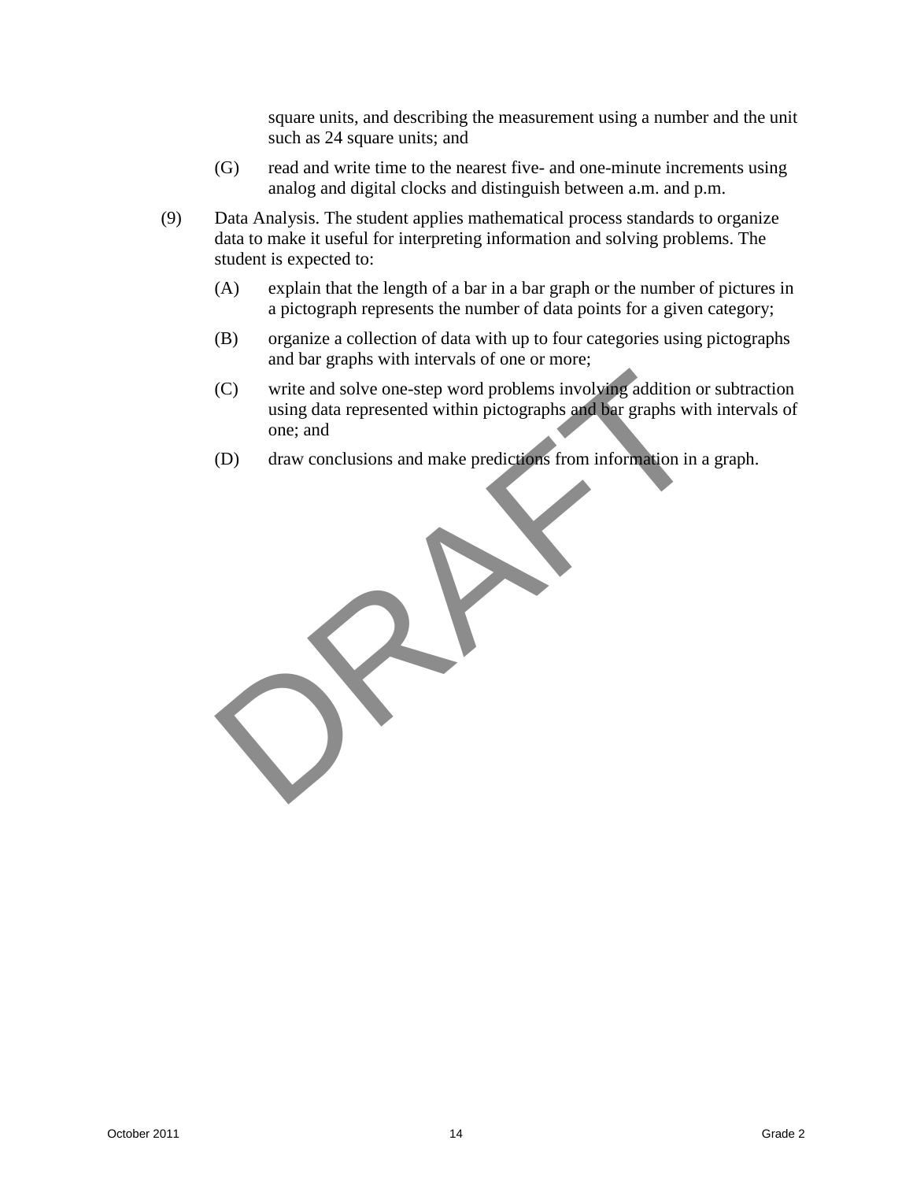square units, and describing the measurement using a number and the unit such as 24 square units; and

(G) read and write time to the nearest five- and one-minute increments using analog and digital clocks and distinguish between a.m. and p.m.

(9) Data Analysis. The student applies mathematical process standards to organize data to make it useful for interpreting information and solving problems. The student is expected to:

(A) explain that the length of a bar in a bar graph or the number of pictures in a pictograph represents the number of data points for a given category;

(B) organize a collection of data with up to four categories using pictographs and bar graphs with intervals of one or more;

(C) write and solve one-step word problems involving addition or subtraction using data represented within pictographs and bar graphs with intervals of one; and

(D) draw conclusions and make predictions from information in a graph.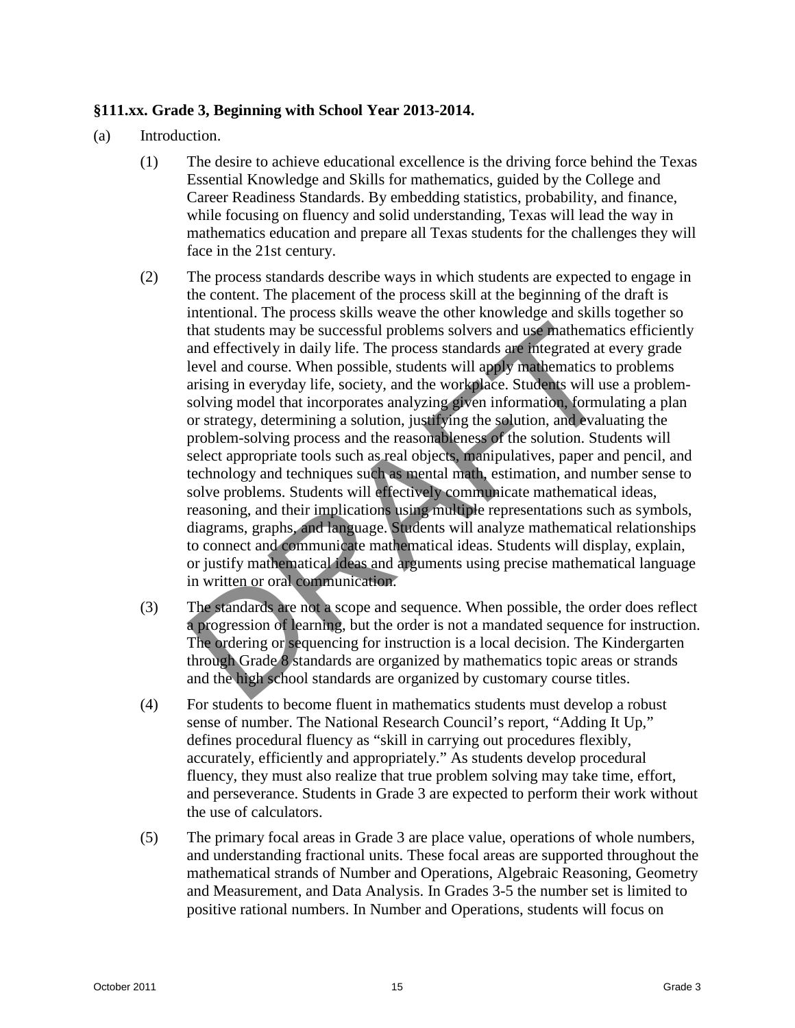**§111.xx. Grade 3, Beginning with School Year 2013-2014.**

(a) Introduction.

(1) The desire to achieve educational excellence is the driving force behind the Texas Essential Knowledge and Skills for mathematics, guided by the College and Career Readiness Standards. By embedding statistics, probability, and finance, while focusing on fluency and solid understanding, Texas will lead the way in mathematics education and prepare all Texas students for the challenges they will face in the 21st century.

(2) The process standards describe ways in which students are expected to engage in the content. The placement of the process skill at the beginning of the draft is intentional. The process skills weave the other knowledge and skills together so that students may be successful problems solvers and use mathematics efficiently and effectively in daily life. The process standards are integrated at every grade level and course. When possible, students will apply mathematics to problems arising in everyday life, society, and the workplace. Students will use a problem-solving model that incorporates analyzing given information, formulating a plan or strategy, determining a solution, justifying the solution, and evaluating the problem-solving process and the reasonableness of the solution. Students will select appropriate tools such as real objects, manipulatives, paper and pencil, and technology and techniques such as mental math, estimation, and number sense to solve problems. Students will effectively communicate mathematical ideas, reasoning, and their implications using multiple representations such as symbols, diagrams, graphs, and language. Students will analyze mathematical relationships to connect and communicate mathematical ideas. Students will display, explain, or justify mathematical ideas and arguments using precise mathematical language in written or oral communication.

(3) The standards are not a scope and sequence. When possible, the order does reflect a progression of learning, but the order is not a mandated sequence for instruction. The ordering or sequencing for instruction is a local decision. The Kindergarten through Grade 8 standards are organized by mathematics topic areas or strands and the high school standards are organized by customary course titles.

(4) For students to become fluent in mathematics students must develop a robust sense of number. The National Research Council's report, "Adding It Up," defines procedural fluency as "skill in carrying out procedures flexibly, accurately, efficiently and appropriately." As students develop procedural fluency, they must also realize that true problem solving may take time, effort, and perseverance. Students in Grade 3 are expected to perform their work without the use of calculators.

(5) The primary focal areas in Grade 3 are place value, operations of whole numbers, and understanding fractional units. These focal areas are supported throughout the mathematical strands of Number and Operations, Algebraic Reasoning, Geometry and Measurement, and Data Analysis. In Grades 3-5 the number set is limited to positive rational numbers. In Number and Operations, students will focus on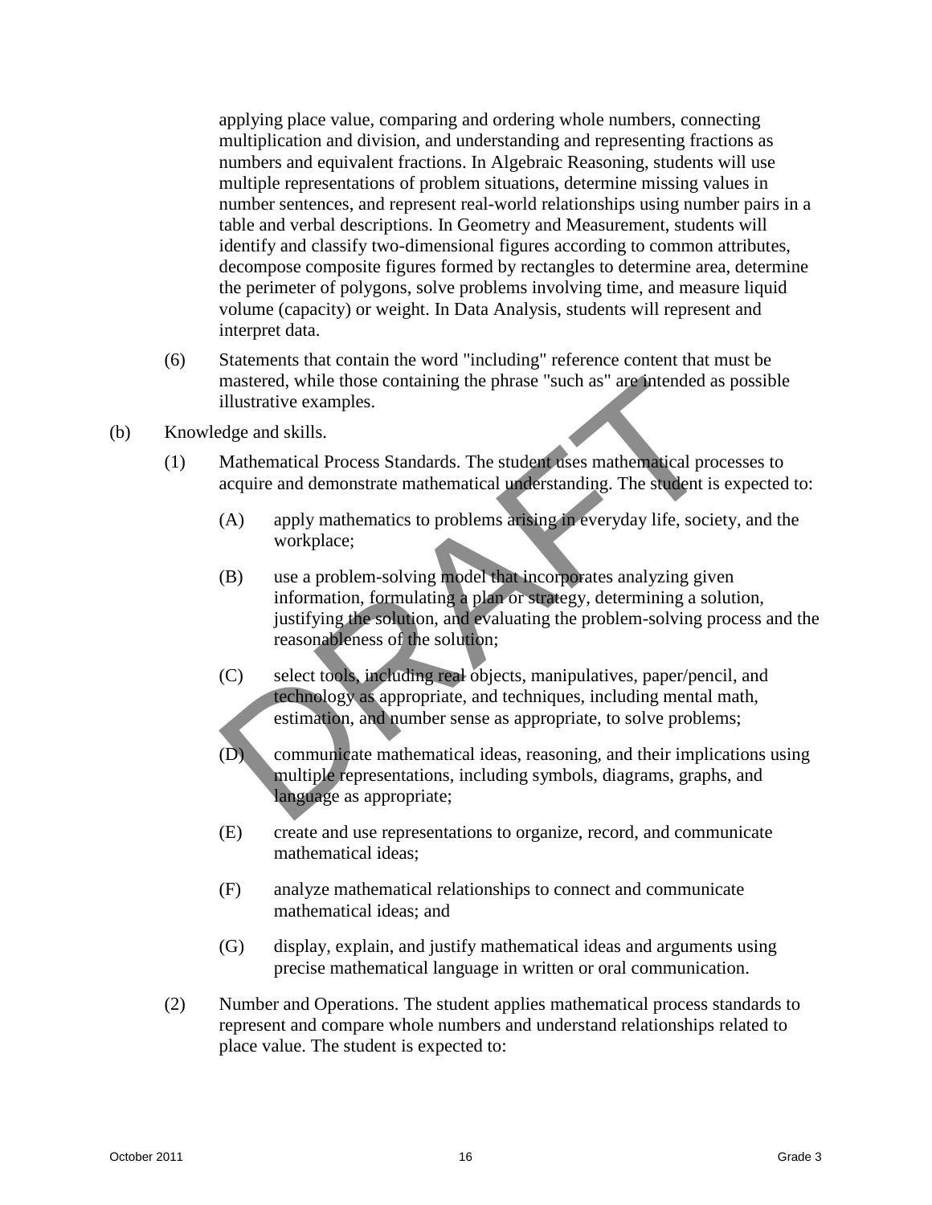applying place value, comparing and ordering whole numbers, connecting multiplication and division, and understanding and representing fractions as numbers and equivalent fractions. In Algebraic Reasoning, students will use multiple representations of problem situations, determine missing values in number sentences, and represent real-world relationships using number pairs in a table and verbal descriptions. In Geometry and Measurement, students will identify and classify two-dimensional figures according to common attributes, decompose composite figures formed by rectangles to determine area, determine the perimeter of polygons, solve problems involving time, and measure liquid volume (capacity) or weight. In Data Analysis, students will represent and interpret data.

(6) Statements that contain the word "including" reference content that must be mastered, while those containing the phrase "such as" are intended as possible illustrative examples.

(b) Knowledge and skills.

(1) Mathematical Process Standards. The student uses mathematical processes to acquire and demonstrate mathematical understanding. The student is expected to:

(A) apply mathematics to problems arising in everyday life, society, and the workplace;

(B) use a problem-solving model that incorporates analyzing given information, formulating a plan or strategy, determining a solution, justifying the solution, and evaluating the problem-solving process and the reasonableness of the solution;

(C) select tools, including real objects, manipulatives, paper/pencil, and technology as appropriate, and techniques, including mental math, estimation, and number sense as appropriate, to solve problems;

(D) communicate mathematical ideas, reasoning, and their implications using multiple representations, including symbols, diagrams, graphs, and language as appropriate;

(E) create and use representations to organize, record, and communicate mathematical ideas;

(F) analyze mathematical relationships to connect and communicate mathematical ideas; and

(G) display, explain, and justify mathematical ideas and arguments using precise mathematical language in written or oral communication.

(2) Number and Operations. The student applies mathematical process standards to represent and compare whole numbers and understand relationships related to place value. The student is expected to: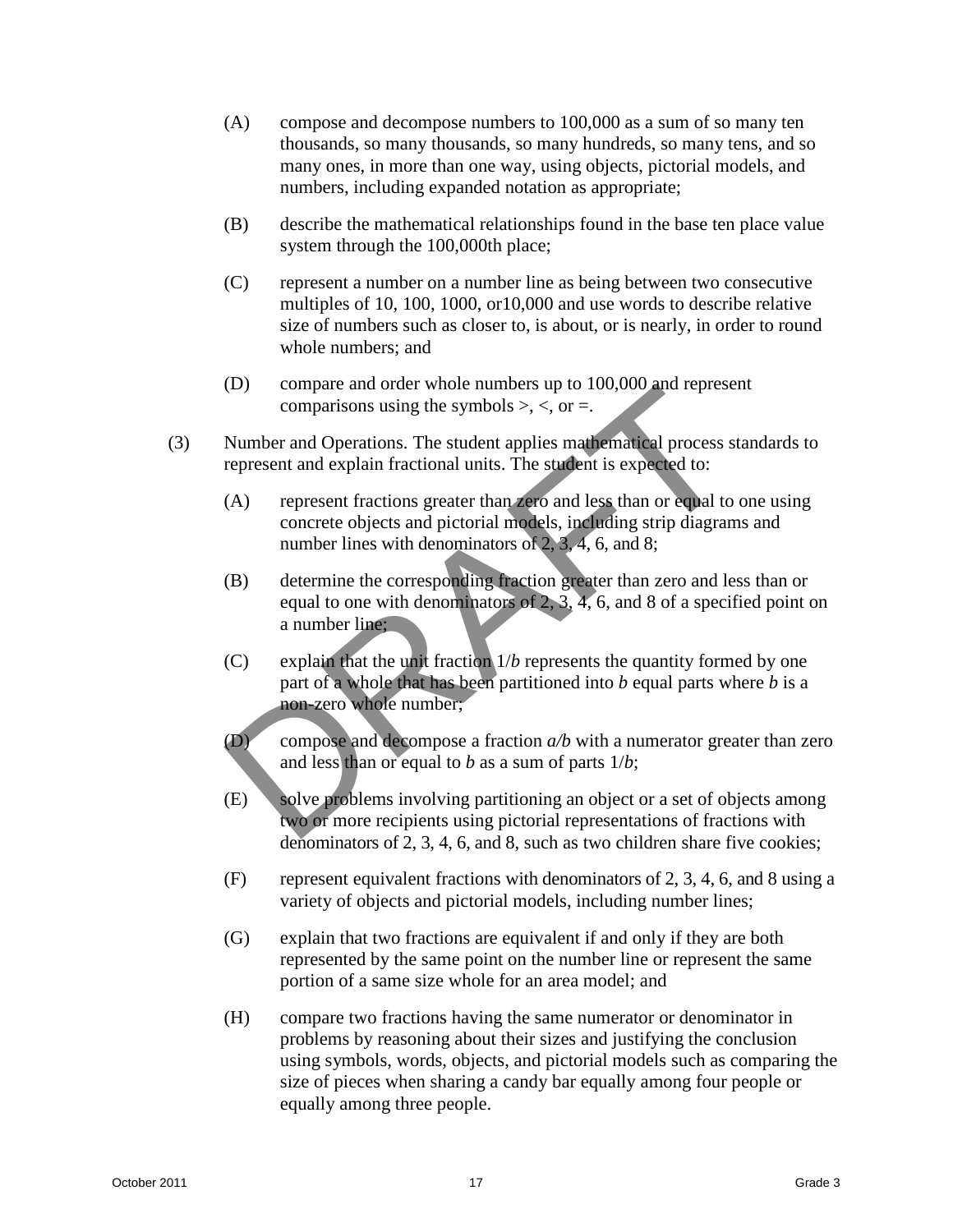(A) compose and decompose numbers to 100,000 as a sum of so many ten thousands, so many thousands, so many hundreds, so many tens, and so many ones, in more than one way, using objects, pictorial models, and numbers, including expanded notation as appropriate;

(B) describe the mathematical relationships found in the base ten place value system through the 100,000th place;

(C) represent a number on a number line as being between two consecutive multiples of 10, 100, 1000, or10,000 and use words to describe relative size of numbers such as closer to, is about, or is nearly, in order to round whole numbers; and

(D) compare and order whole numbers up to 100,000 and represent comparisons using the symbols >, <, or =.

(3) Number and Operations. The student applies mathematical process standards to represent and explain fractional units. The student is expected to:

(A) represent fractions greater than zero and less than or equal to one using concrete objects and pictorial models, including strip diagrams and number lines with denominators of 2, 3, 4, 6, and 8;

(B) determine the corresponding fraction greater than zero and less than or equal to one with denominators of 2, 3, 4, 6, and 8 of a specified point on a number line;

(C) explain that the unit fraction $1/b$ represents the quantity formed by one part of a whole that has been partitioned into $b$ equal parts where $b$ is a non-zero whole number;

(D) compose and decompose a fraction $a/b$ with a numerator greater than zero and less than or equal to $b$ as a sum of parts $1/b$;

(E) solve problems involving partitioning an object or a set of objects among two or more recipients using pictorial representations of fractions with denominators of 2, 3, 4, 6, and 8, such as two children share five cookies;

(F) represent equivalent fractions with denominators of 2, 3, 4, 6, and 8 using a variety of objects and pictorial models, including number lines;

(G) explain that two fractions are equivalent if and only if they are both represented by the same point on the number line or represent the same portion of a same size whole for an area model; and

(H) compare two fractions having the same numerator or denominator in problems by reasoning about their sizes and justifying the conclusion using symbols, words, objects, and pictorial models such as comparing the size of pieces when sharing a candy bar equally among four people or equally among three people.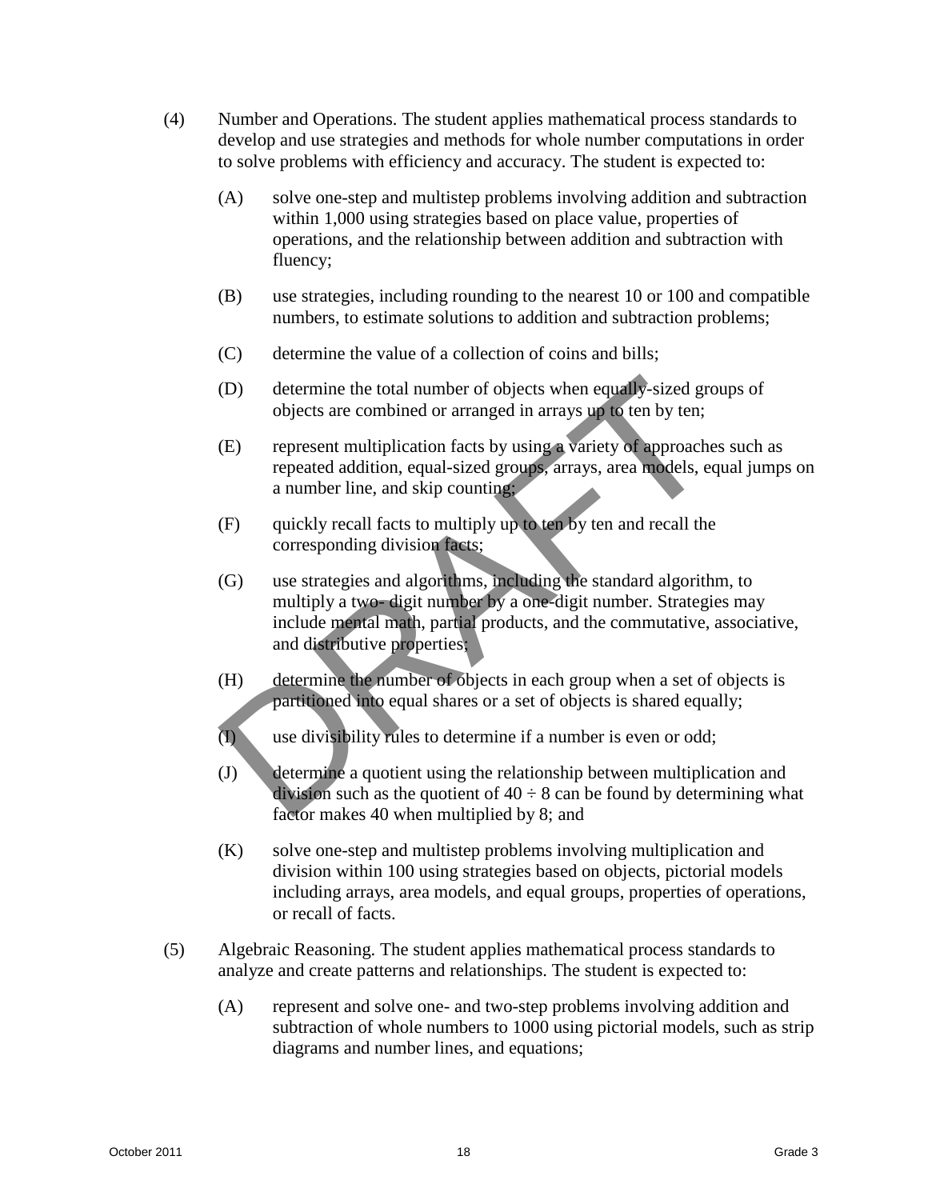(4) Number and Operations. The student applies mathematical process standards to develop and use strategies and methods for whole number computations in order to solve problems with efficiency and accuracy. The student is expected to:

(A) solve one-step and multistep problems involving addition and subtraction within 1,000 using strategies based on place value, properties of operations, and the relationship between addition and subtraction with fluency;

(B) use strategies, including rounding to the nearest 10 or 100 and compatible numbers, to estimate solutions to addition and subtraction problems;

(C) determine the value of a collection of coins and bills;

(D) determine the total number of objects when equally-sized groups of objects are combined or arranged in arrays up to ten by ten;

(E) represent multiplication facts by using a variety of approaches such as repeated addition, equal-sized groups, arrays, area models, equal jumps on a number line, and skip counting;

(F) quickly recall facts to multiply up to ten by ten and recall the corresponding division facts;

(G) use strategies and algorithms, including the standard algorithm, to multiply a two- digit number by a one-digit number. Strategies may include mental math, partial products, and the commutative, associative, and distributive properties;

(H) determine the number of objects in each group when a set of objects is partitioned into equal shares or a set of objects is shared equally;

(I) use divisibility rules to determine if a number is even or odd;

(J) determine a quotient using the relationship between multiplication and division such as the quotient of $40 \div 8$ can be found by determining what factor makes 40 when multiplied by 8; and

(K) solve one-step and multistep problems involving multiplication and division within 100 using strategies based on objects, pictorial models including arrays, area models, and equal groups, properties of operations, or recall of facts.

(5) Algebraic Reasoning. The student applies mathematical process standards to analyze and create patterns and relationships. The student is expected to:

(A) represent and solve one- and two-step problems involving addition and subtraction of whole numbers to 1000 using pictorial models, such as strip diagrams and number lines, and equations;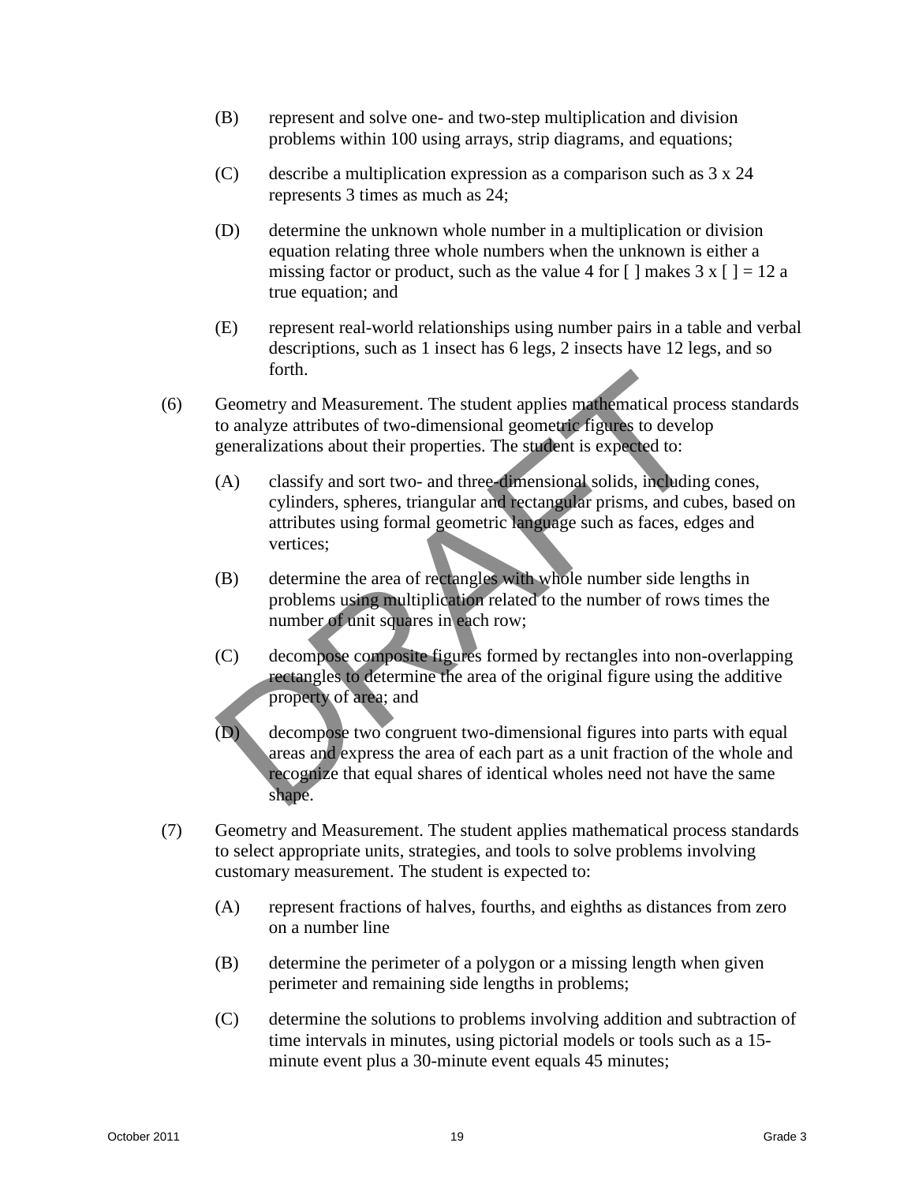(B) represent and solve one- and two-step multiplication and division problems within 100 using arrays, strip diagrams, and equations;

(C) describe a multiplication expression as a comparison such as 3 x 24 represents 3 times as much as 24;

(D) determine the unknown whole number in a multiplication or division equation relating three whole numbers when the unknown is either a missing factor or product, such as the value 4 for [ ] makes 3 x [ ] = 12 a true equation; and

(E) represent real-world relationships using number pairs in a table and verbal descriptions, such as 1 insect has 6 legs, 2 insects have 12 legs, and so forth.

(6) Geometry and Measurement. The student applies mathematical process standards to analyze attributes of two-dimensional geometric figures to develop generalizations about their properties. The student is expected to:

(A) classify and sort two- and three-dimensional solids, including cones, cylinders, spheres, triangular and rectangular prisms, and cubes, based on attributes using formal geometric language such as faces, edges and vertices;

(B) determine the area of rectangles with whole number side lengths in problems using multiplication related to the number of rows times the number of unit squares in each row;

(C) decompose composite figures formed by rectangles into non-overlapping rectangles to determine the area of the original figure using the additive property of area; and

(D) decompose two congruent two-dimensional figures into parts with equal areas and express the area of each part as a unit fraction of the whole and recognize that equal shares of identical wholes need not have the same shape.

(7) Geometry and Measurement. The student applies mathematical process standards to select appropriate units, strategies, and tools to solve problems involving customary measurement. The student is expected to:

(A) represent fractions of halves, fourths, and eighths as distances from zero on a number line

(B) determine the perimeter of a polygon or a missing length when given perimeter and remaining side lengths in problems;

(C) determine the solutions to problems involving addition and subtraction of time intervals in minutes, using pictorial models or tools such as a 15-minute event plus a 30-minute event equals 45 minutes;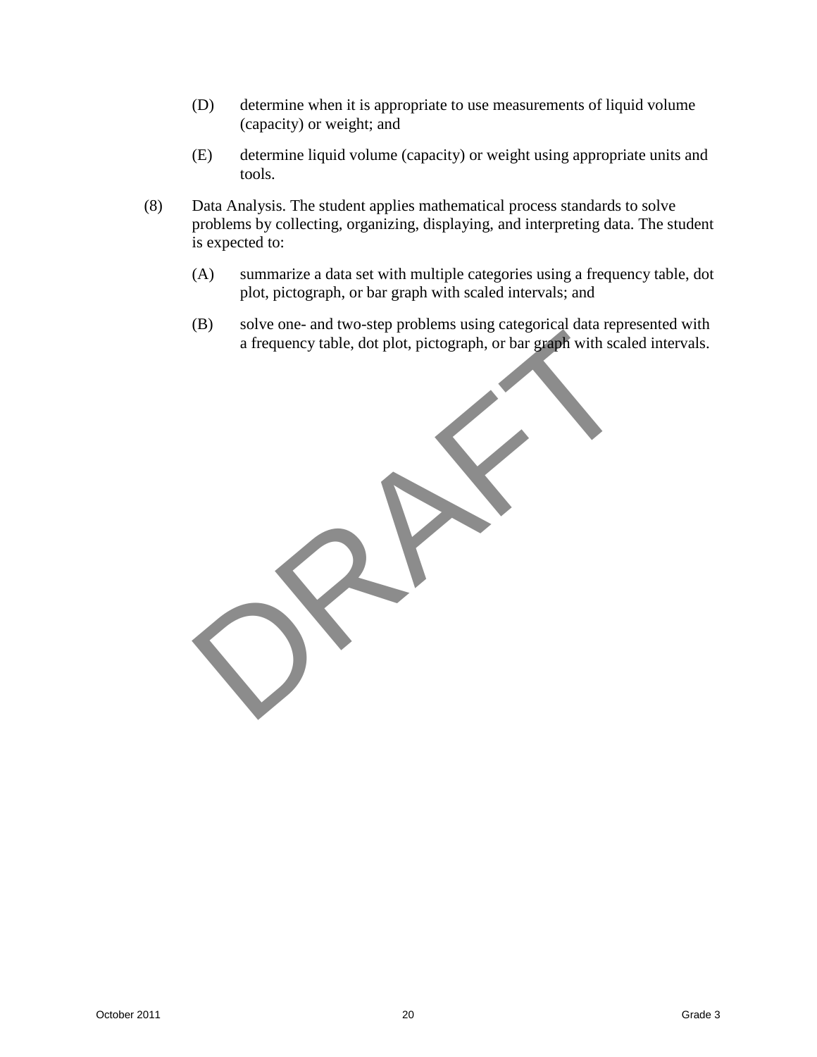(D) determine when it is appropriate to use measurements of liquid volume (capacity) or weight; and

(E) determine liquid volume (capacity) or weight using appropriate units and tools.

(8) Data Analysis. The student applies mathematical process standards to solve problems by collecting, organizing, displaying, and interpreting data. The student is expected to:

(A) summarize a data set with multiple categories using a frequency table, dot plot, pictograph, or bar graph with scaled intervals; and

(B) solve one- and two-step problems using categorical data represented with a frequency table, dot plot, pictograph, or bar graph with scaled intervals.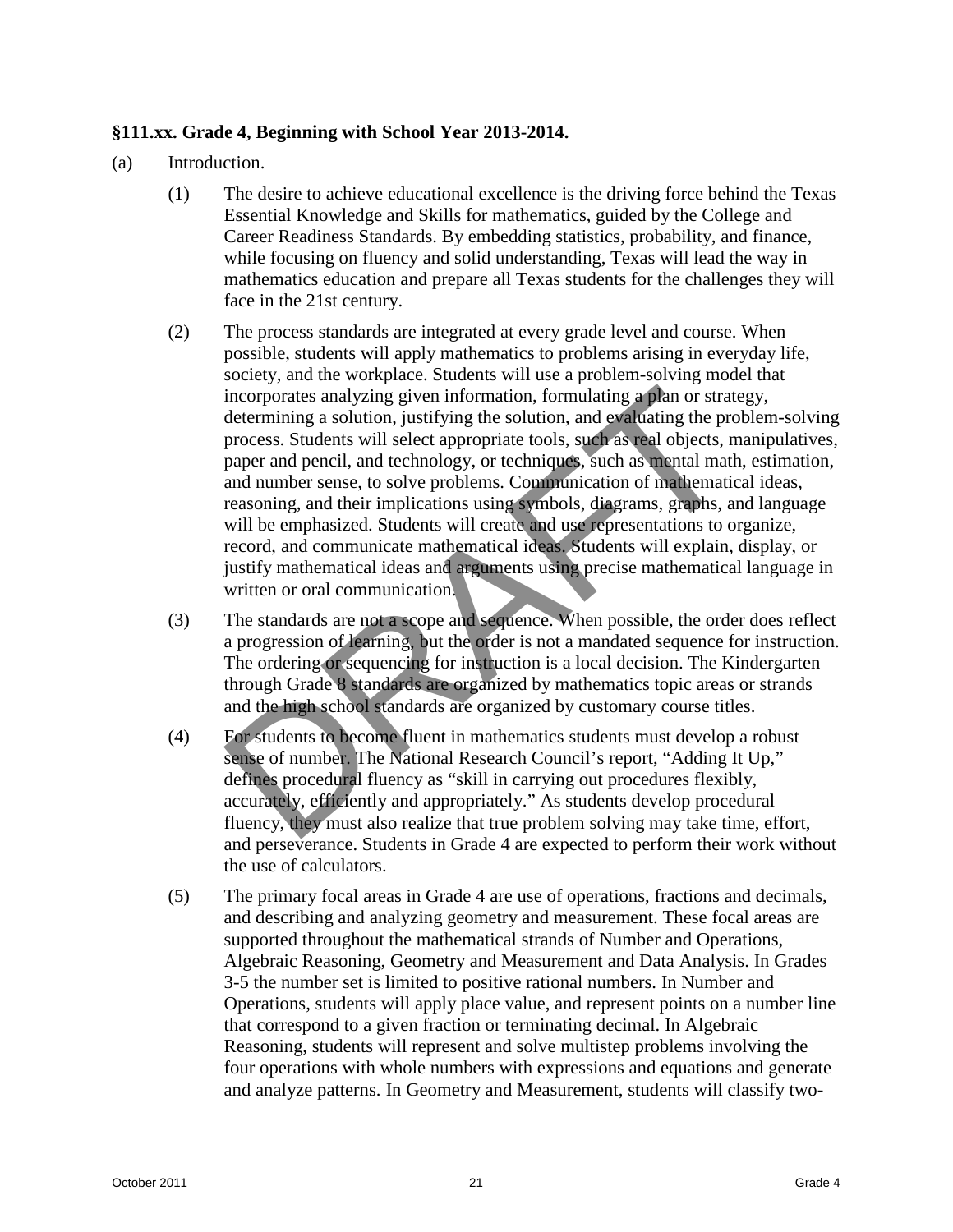**§111.xx. Grade 4, Beginning with School Year 2013-2014.**

(a) Introduction.

(1) The desire to achieve educational excellence is the driving force behind the Texas Essential Knowledge and Skills for mathematics, guided by the College and Career Readiness Standards. By embedding statistics, probability, and finance, while focusing on fluency and solid understanding, Texas will lead the way in mathematics education and prepare all Texas students for the challenges they will face in the 21st century.

(2) The process standards are integrated at every grade level and course. When possible, students will apply mathematics to problems arising in everyday life, society, and the workplace. Students will use a problem-solving model that incorporates analyzing given information, formulating a plan or strategy, determining a solution, justifying the solution, and evaluating the problem-solving process. Students will select appropriate tools, such as real objects, manipulatives, paper and pencil, and technology, or techniques, such as mental math, estimation, and number sense, to solve problems. Communication of mathematical ideas, reasoning, and their implications using symbols, diagrams, graphs, and language will be emphasized. Students will create and use representations to organize, record, and communicate mathematical ideas. Students will explain, display, or justify mathematical ideas and arguments using precise mathematical language in written or oral communication.

(3) The standards are not a scope and sequence. When possible, the order does reflect a progression of learning, but the order is not a mandated sequence for instruction. The ordering or sequencing for instruction is a local decision. The Kindergarten through Grade 8 standards are organized by mathematics topic areas or strands and the high school standards are organized by customary course titles.

(4) For students to become fluent in mathematics students must develop a robust sense of number. The National Research Council's report, "Adding It Up," defines procedural fluency as "skill in carrying out procedures flexibly, accurately, efficiently and appropriately." As students develop procedural fluency, they must also realize that true problem solving may take time, effort, and perseverance. Students in Grade 4 are expected to perform their work without the use of calculators.

(5) The primary focal areas in Grade 4 are use of operations, fractions and decimals, and describing and analyzing geometry and measurement. These focal areas are supported throughout the mathematical strands of Number and Operations, Algebraic Reasoning, Geometry and Measurement and Data Analysis. In Grades 3-5 the number set is limited to positive rational numbers. In Number and Operations, students will apply place value, and represent points on a number line that correspond to a given fraction or terminating decimal. In Algebraic Reasoning, students will represent and solve multistep problems involving the four operations with whole numbers with expressions and equations and generate and analyze patterns. In Geometry and Measurement, students will classify two-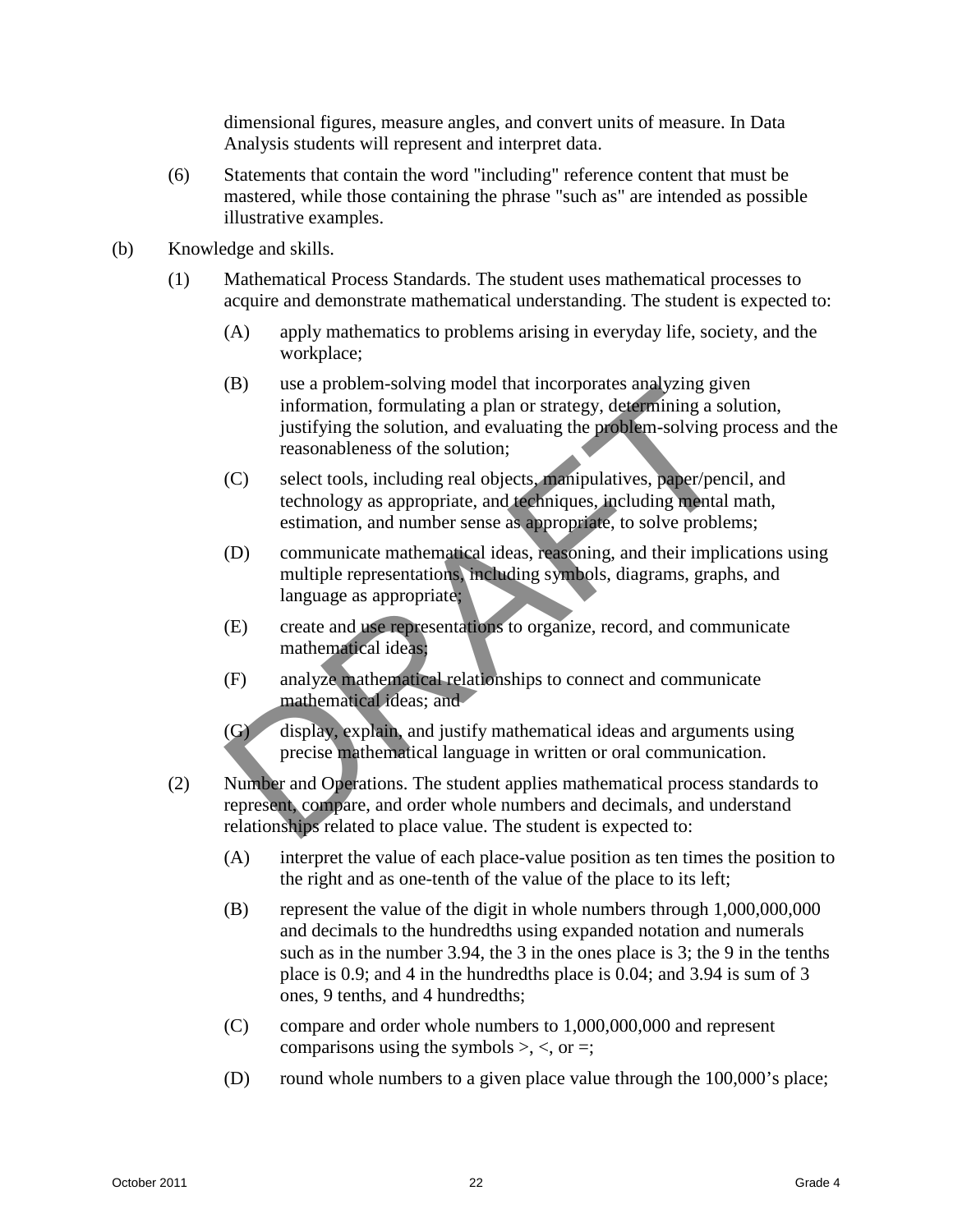dimensional figures, measure angles, and convert units of measure. In Data Analysis students will represent and interpret data.

(6) Statements that contain the word "including" reference content that must be mastered, while those containing the phrase "such as" are intended as possible illustrative examples.

(b) Knowledge and skills.

(1) Mathematical Process Standards. The student uses mathematical processes to acquire and demonstrate mathematical understanding. The student is expected to:

(A) apply mathematics to problems arising in everyday life, society, and the workplace;

(B) use a problem-solving model that incorporates analyzing given information, formulating a plan or strategy, determining a solution, justifying the solution, and evaluating the problem-solving process and the reasonableness of the solution;

(C) select tools, including real objects, manipulatives, paper/pencil, and technology as appropriate, and techniques, including mental math, estimation, and number sense as appropriate, to solve problems;

(D) communicate mathematical ideas, reasoning, and their implications using multiple representations, including symbols, diagrams, graphs, and language as appropriate;

(E) create and use representations to organize, record, and communicate mathematical ideas;

(F) analyze mathematical relationships to connect and communicate mathematical ideas; and

(G) display, explain, and justify mathematical ideas and arguments using precise mathematical language in written or oral communication.

(2) Number and Operations. The student applies mathematical process standards to represent, compare, and order whole numbers and decimals, and understand relationships related to place value. The student is expected to:

(A) interpret the value of each place-value position as ten times the position to the right and as one-tenth of the value of the place to its left;

(B) represent the value of the digit in whole numbers through 1,000,000,000 and decimals to the hundredths using expanded notation and numerals such as in the number 3.94, the 3 in the ones place is 3; the 9 in the tenths place is 0.9; and 4 in the hundredths place is 0.04; and 3.94 is sum of 3 ones, 9 tenths, and 4 hundredths;

(C) compare and order whole numbers to 1,000,000,000 and represent comparisons using the symbols >, <, or =;

(D) round whole numbers to a given place value through the 100,000's place;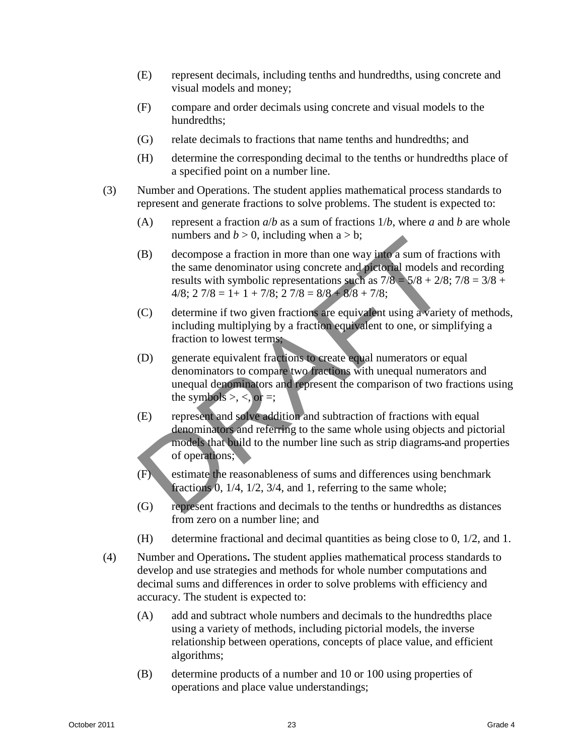(E) represent decimals, including tenths and hundredths, using concrete and visual models and money;

(F) compare and order decimals using concrete and visual models to the hundredths;

(G) relate decimals to fractions that name tenths and hundredths; and

(H) determine the corresponding decimal to the tenths or hundredths place of a specified point on a number line.

(3) Number and Operations. The student applies mathematical process standards to represent and generate fractions to solve problems. The student is expected to:

(A) represent a fraction $a/b$ as a sum of fractions $1/b$, where $a$ and $b$ are whole numbers and $b > 0$, including when $a > b$;

(B) decompose a fraction in more than one way into a sum of fractions with the same denominator using concrete and pictorial models and recording results with symbolic representations such as 7/8 = 5/8 + 2/8; 7/8 = 3/8 + 4/8; 2 7/8 = 1+ 1 + 7/8; 2 7/8 = 8/8 + 8/8 + 7/8;

(C) determine if two given fractions are equivalent using a variety of methods, including multiplying by a fraction equivalent to one, or simplifying a fraction to lowest terms;

(D) generate equivalent fractions to create equal numerators or equal denominators to compare two fractions with unequal numerators and unequal denominators and represent the comparison of two fractions using the symbols >, <, or =;

(E) represent and solve addition and subtraction of fractions with equal denominators and referring to the same whole using objects and pictorial models that build to the number line such as strip diagrams and properties of operations;

(F) estimate the reasonableness of sums and differences using benchmark fractions 0, 1/4, 1/2, 3/4, and 1, referring to the same whole;

(G) represent fractions and decimals to the tenths or hundredths as distances from zero on a number line; and

(H) determine fractional and decimal quantities as being close to 0, 1/2, and 1.

(4) Number and Operations**.** The student applies mathematical process standards to develop and use strategies and methods for whole number computations and decimal sums and differences in order to solve problems with efficiency and accuracy. The student is expected to:

(A) add and subtract whole numbers and decimals to the hundredths place using a variety of methods, including pictorial models, the inverse relationship between operations, concepts of place value, and efficient algorithms;

(B) determine products of a number and 10 or 100 using properties of operations and place value understandings;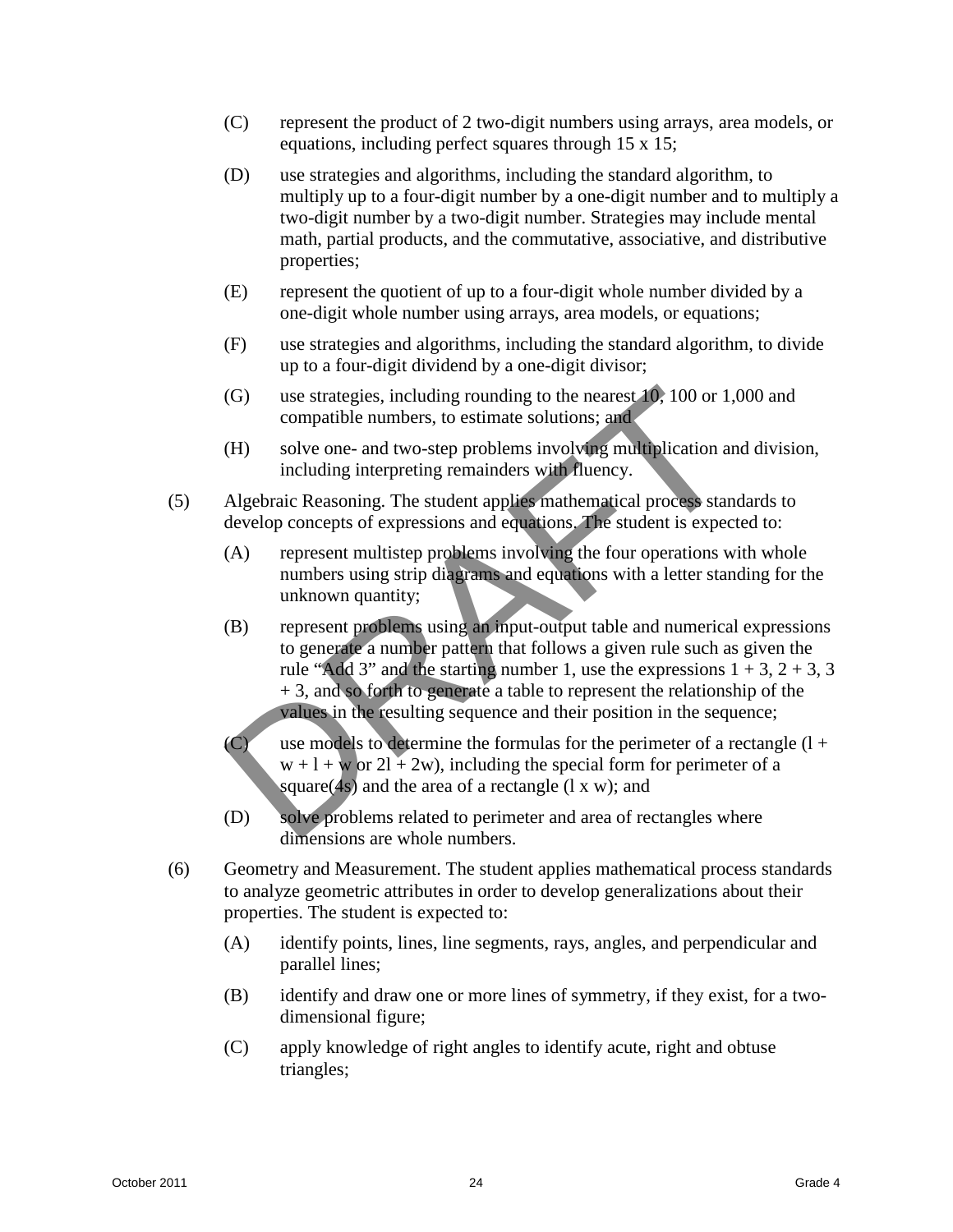(C) represent the product of 2 two-digit numbers using arrays, area models, or equations, including perfect squares through 15 x 15;

(D) use strategies and algorithms, including the standard algorithm, to multiply up to a four-digit number by a one-digit number and to multiply a two-digit number by a two-digit number. Strategies may include mental math, partial products, and the commutative, associative, and distributive properties;

(E) represent the quotient of up to a four-digit whole number divided by a one-digit whole number using arrays, area models, or equations;

(F) use strategies and algorithms, including the standard algorithm, to divide up to a four-digit dividend by a one-digit divisor;

(G) use strategies, including rounding to the nearest 10, 100 or 1,000 and compatible numbers, to estimate solutions; and

(H) solve one- and two-step problems involving multiplication and division, including interpreting remainders with fluency.

(5) Algebraic Reasoning. The student applies mathematical process standards to develop concepts of expressions and equations. The student is expected to:

(A) represent multistep problems involving the four operations with whole numbers using strip diagrams and equations with a letter standing for the unknown quantity;

(B) represent problems using an input-output table and numerical expressions to generate a number pattern that follows a given rule such as given the rule "Add 3" and the starting number 1, use the expressions $1 + 3$, $2 + 3$, $3 + 3$, and so forth to generate a table to represent the relationship of the values in the resulting sequence and their position in the sequence;

(C) use models to determine the formulas for the perimeter of a rectangle ($l + w + l + w$ or $2l + 2w$), including the special form for perimeter of a square($4s$) and the area of a rectangle ($l \times w$); and

(D) solve problems related to perimeter and area of rectangles where dimensions are whole numbers.

(6) Geometry and Measurement. The student applies mathematical process standards to analyze geometric attributes in order to develop generalizations about their properties. The student is expected to:

(A) identify points, lines, line segments, rays, angles, and perpendicular and parallel lines;

(B) identify and draw one or more lines of symmetry, if they exist, for a two-dimensional figure;

(C) apply knowledge of right angles to identify acute, right and obtuse triangles;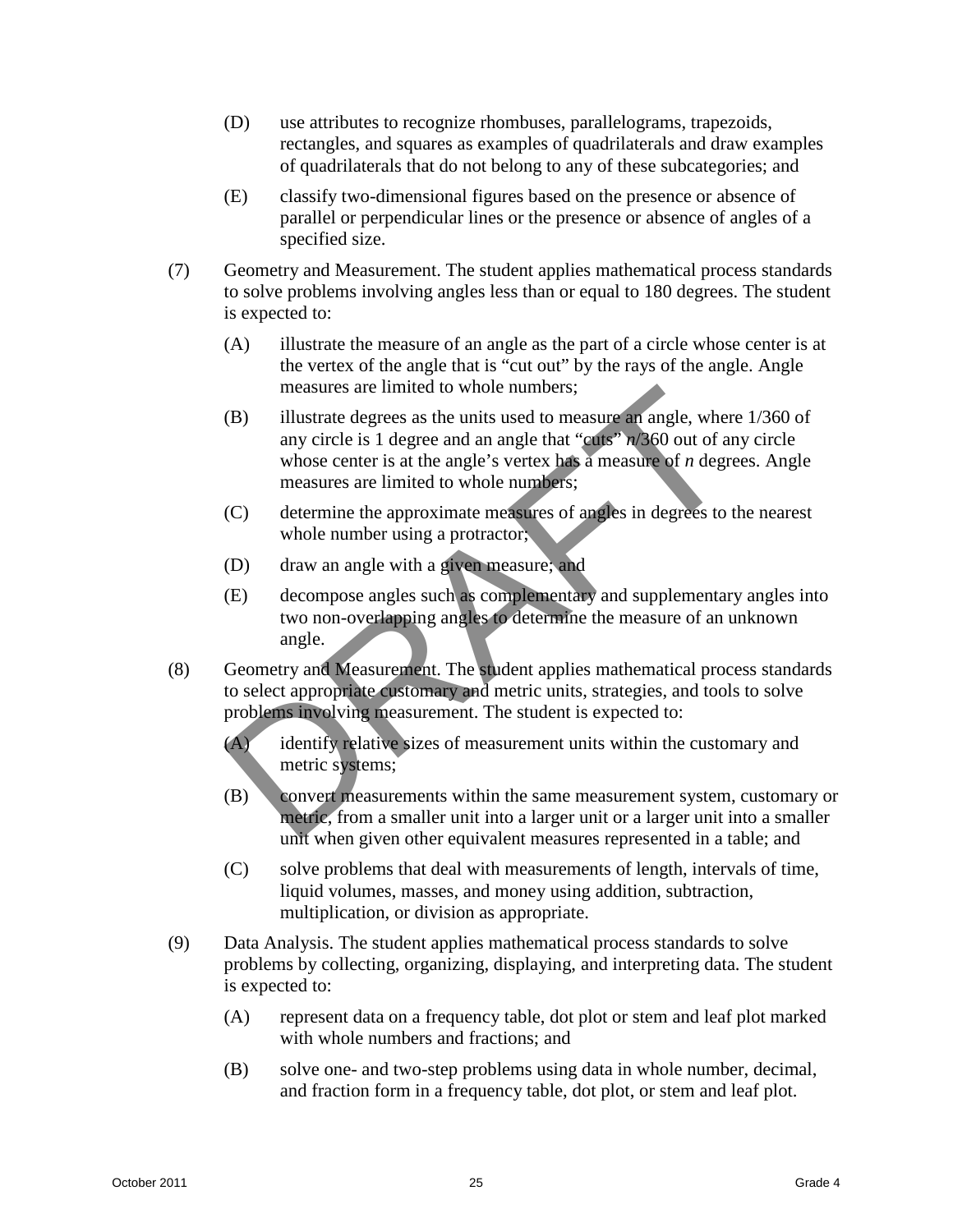- (D) use attributes to recognize rhombuses, parallelograms, trapezoids, rectangles, and squares as examples of quadrilaterals and draw examples of quadrilaterals that do not belong to any of these subcategories; and
- (E) classify two-dimensional figures based on the presence or absence of parallel or perpendicular lines or the presence or absence of angles of a specified size.

(7) Geometry and Measurement. The student applies mathematical process standards to solve problems involving angles less than or equal to 180 degrees. The student is expected to:

- (A) illustrate the measure of an angle as the part of a circle whose center is at the vertex of the angle that is "cut out" by the rays of the angle. Angle measures are limited to whole numbers;
- (B) illustrate degrees as the units used to measure an angle, where 1/360 of any circle is 1 degree and an angle that "cuts" *n*/360 out of any circle whose center is at the angle's vertex has a measure of *n* degrees. Angle measures are limited to whole numbers;
- (C) determine the approximate measures of angles in degrees to the nearest whole number using a protractor;
- (D) draw an angle with a given measure; and
- (E) decompose angles such as complementary and supplementary angles into two non-overlapping angles to determine the measure of an unknown angle.

(8) Geometry and Measurement. The student applies mathematical process standards to select appropriate customary and metric units, strategies, and tools to solve problems involving measurement. The student is expected to:

- (A) identify relative sizes of measurement units within the customary and metric systems;
- (B) convert measurements within the same measurement system, customary or metric, from a smaller unit into a larger unit or a larger unit into a smaller unit when given other equivalent measures represented in a table; and
- (C) solve problems that deal with measurements of length, intervals of time, liquid volumes, masses, and money using addition, subtraction, multiplication, or division as appropriate.

(9) Data Analysis. The student applies mathematical process standards to solve problems by collecting, organizing, displaying, and interpreting data. The student is expected to:

- (A) represent data on a frequency table, dot plot or stem and leaf plot marked with whole numbers and fractions; and
- (B) solve one- and two-step problems using data in whole number, decimal, and fraction form in a frequency table, dot plot, or stem and leaf plot.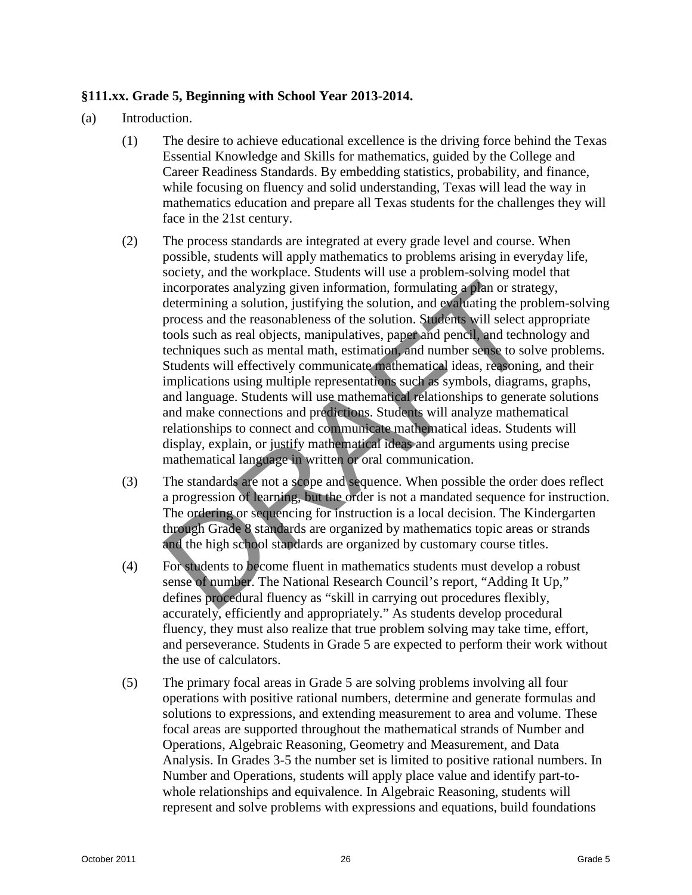**§111.xx. Grade 5, Beginning with School Year 2013-2014.**

(a) Introduction.

(1) The desire to achieve educational excellence is the driving force behind the Texas Essential Knowledge and Skills for mathematics, guided by the College and Career Readiness Standards. By embedding statistics, probability, and finance, while focusing on fluency and solid understanding, Texas will lead the way in mathematics education and prepare all Texas students for the challenges they will face in the 21st century.

(2) The process standards are integrated at every grade level and course. When possible, students will apply mathematics to problems arising in everyday life, society, and the workplace. Students will use a problem-solving model that incorporates analyzing given information, formulating a plan or strategy, determining a solution, justifying the solution, and evaluating the problem-solving process and the reasonableness of the solution. Students will select appropriate tools such as real objects, manipulatives, paper and pencil, and technology and techniques such as mental math, estimation, and number sense to solve problems. Students will effectively communicate mathematical ideas, reasoning, and their implications using multiple representations such as symbols, diagrams, graphs, and language. Students will use mathematical relationships to generate solutions and make connections and predictions. Students will analyze mathematical relationships to connect and communicate mathematical ideas. Students will display, explain, or justify mathematical ideas and arguments using precise mathematical language in written or oral communication.

(3) The standards are not a scope and sequence. When possible the order does reflect a progression of learning, but the order is not a mandated sequence for instruction. The ordering or sequencing for instruction is a local decision. The Kindergarten through Grade 8 standards are organized by mathematics topic areas or strands and the high school standards are organized by customary course titles.

(4) For students to become fluent in mathematics students must develop a robust sense of number. The National Research Council's report, "Adding It Up," defines procedural fluency as "skill in carrying out procedures flexibly, accurately, efficiently and appropriately." As students develop procedural fluency, they must also realize that true problem solving may take time, effort, and perseverance. Students in Grade 5 are expected to perform their work without the use of calculators.

(5) The primary focal areas in Grade 5 are solving problems involving all four operations with positive rational numbers, determine and generate formulas and solutions to expressions, and extending measurement to area and volume. These focal areas are supported throughout the mathematical strands of Number and Operations, Algebraic Reasoning, Geometry and Measurement, and Data Analysis. In Grades 3-5 the number set is limited to positive rational numbers. In Number and Operations, students will apply place value and identify part-to-whole relationships and equivalence. In Algebraic Reasoning, students will represent and solve problems with expressions and equations, build foundations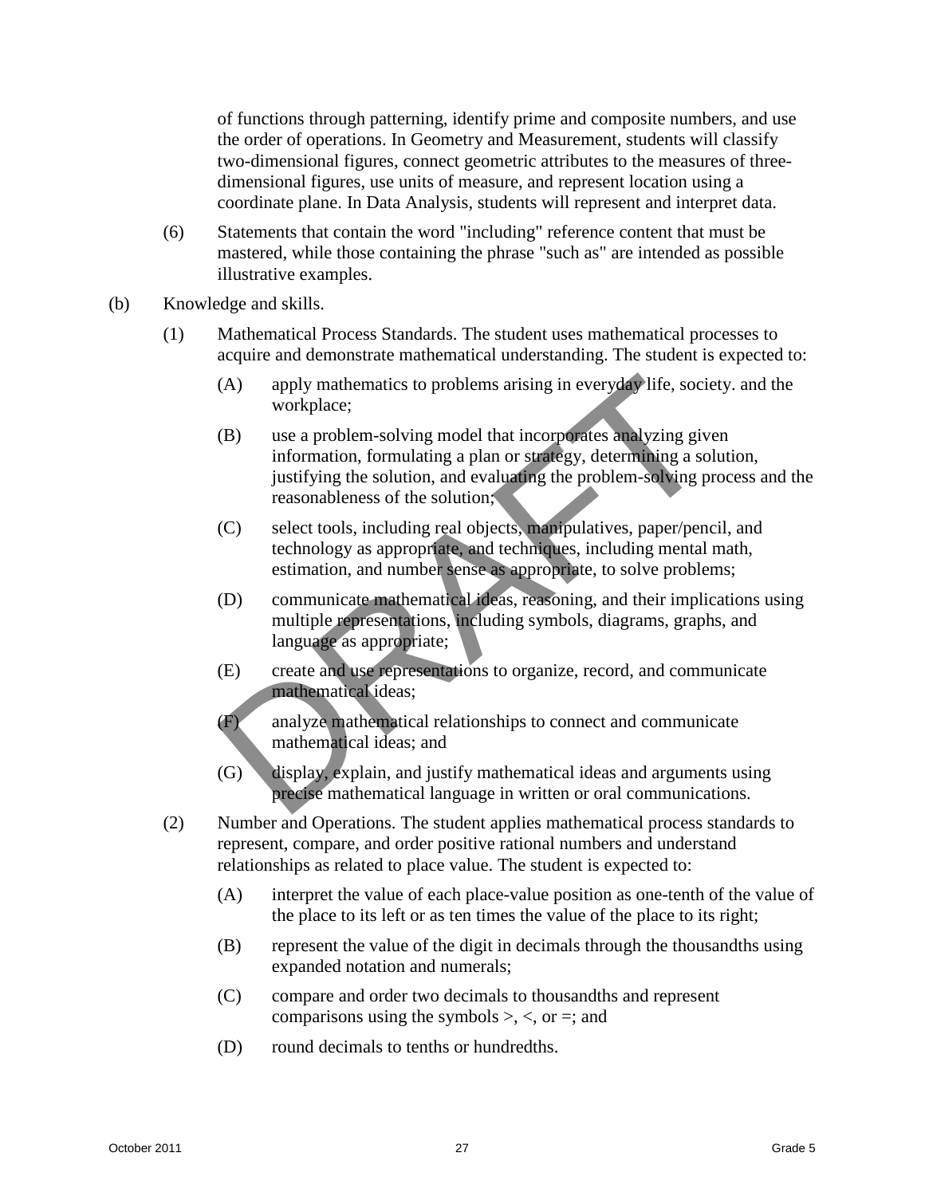of functions through patterning, identify prime and composite numbers, and use the order of operations. In Geometry and Measurement, students will classify two-dimensional figures, connect geometric attributes to the measures of three-dimensional figures, use units of measure, and represent location using a coordinate plane. In Data Analysis, students will represent and interpret data.

(6) Statements that contain the word "including" reference content that must be mastered, while those containing the phrase "such as" are intended as possible illustrative examples.

(b) Knowledge and skills.

(1) Mathematical Process Standards. The student uses mathematical processes to acquire and demonstrate mathematical understanding. The student is expected to:

(A) apply mathematics to problems arising in everyday life, society. and the workplace;

(B) use a problem-solving model that incorporates analyzing given information, formulating a plan or strategy, determining a solution, justifying the solution, and evaluating the problem-solving process and the reasonableness of the solution;

(C) select tools, including real objects, manipulatives, paper/pencil, and technology as appropriate, and techniques, including mental math, estimation, and number sense as appropriate, to solve problems;

(D) communicate mathematical ideas, reasoning, and their implications using multiple representations, including symbols, diagrams, graphs, and language as appropriate;

(E) create and use representations to organize, record, and communicate mathematical ideas;

(F) analyze mathematical relationships to connect and communicate mathematical ideas; and

(G) display, explain, and justify mathematical ideas and arguments using precise mathematical language in written or oral communications.

(2) Number and Operations. The student applies mathematical process standards to represent, compare, and order positive rational numbers and understand relationships as related to place value. The student is expected to:

(A) interpret the value of each place-value position as one-tenth of the value of the place to its left or as ten times the value of the place to its right;

(B) represent the value of the digit in decimals through the thousandths using expanded notation and numerals;

(C) compare and order two decimals to thousandths and represent comparisons using the symbols >, <, or =; and

(D) round decimals to tenths or hundredths.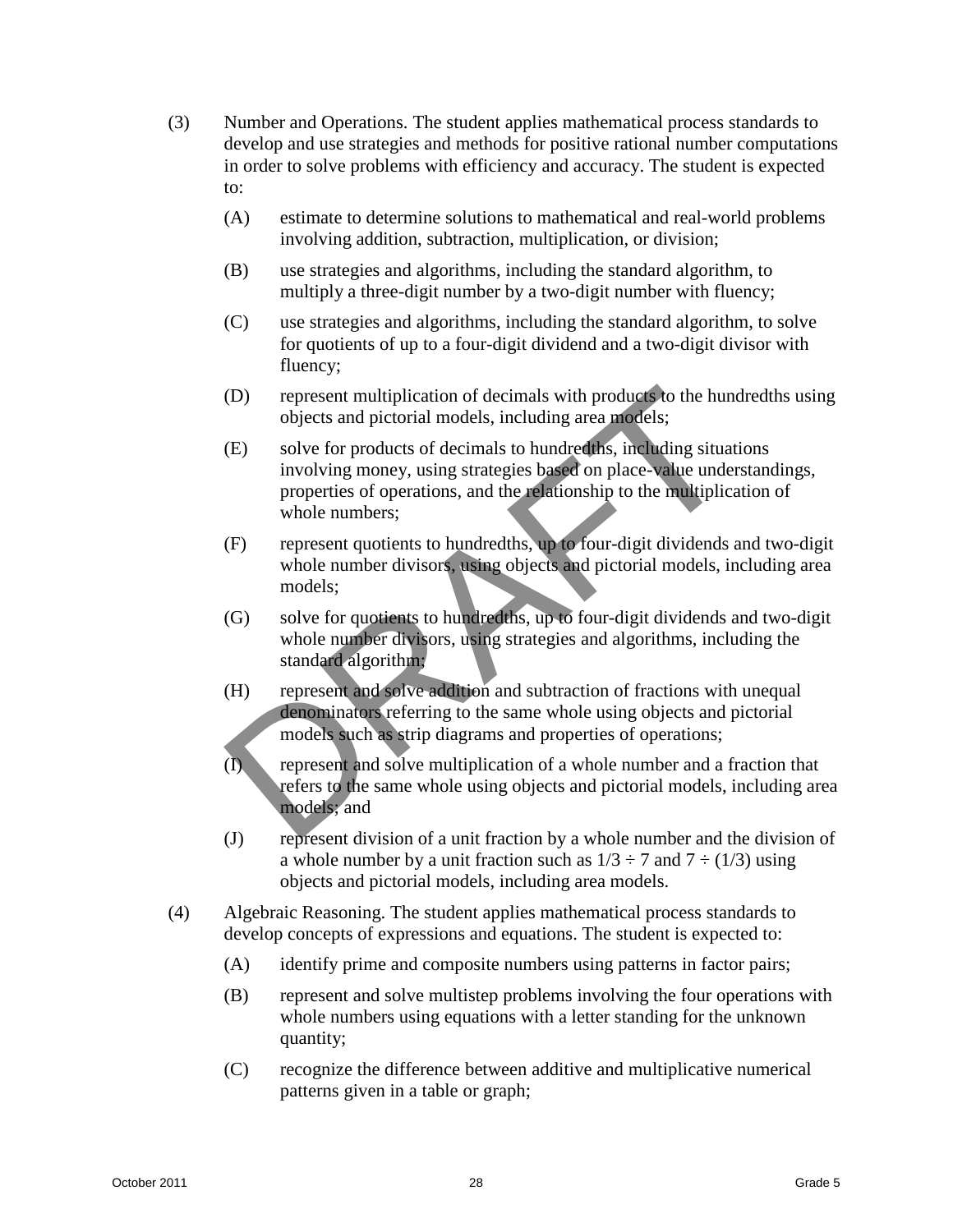(3) Number and Operations. The student applies mathematical process standards to develop and use strategies and methods for positive rational number computations in order to solve problems with efficiency and accuracy. The student is expected to:

(A) estimate to determine solutions to mathematical and real-world problems involving addition, subtraction, multiplication, or division;

(B) use strategies and algorithms, including the standard algorithm, to multiply a three-digit number by a two-digit number with fluency;

(C) use strategies and algorithms, including the standard algorithm, to solve for quotients of up to a four-digit dividend and a two-digit divisor with fluency;

(D) represent multiplication of decimals with products to the hundredths using objects and pictorial models, including area models;

(E) solve for products of decimals to hundredths, including situations involving money, using strategies based on place-value understandings, properties of operations, and the relationship to the multiplication of whole numbers;

(F) represent quotients to hundredths, up to four-digit dividends and two-digit whole number divisors, using objects and pictorial models, including area models;

(G) solve for quotients to hundredths, up to four-digit dividends and two-digit whole number divisors, using strategies and algorithms, including the standard algorithm;

(H) represent and solve addition and subtraction of fractions with unequal denominators referring to the same whole using objects and pictorial models such as strip diagrams and properties of operations;

(I) represent and solve multiplication of a whole number and a fraction that refers to the same whole using objects and pictorial models, including area models; and

(J) represent division of a unit fraction by a whole number and the division of a whole number by a unit fraction such as $1/3 \div 7$ and $7 \div (1/3)$ using objects and pictorial models, including area models.

(4) Algebraic Reasoning. The student applies mathematical process standards to develop concepts of expressions and equations. The student is expected to:

(A) identify prime and composite numbers using patterns in factor pairs;

(B) represent and solve multistep problems involving the four operations with whole numbers using equations with a letter standing for the unknown quantity;

(C) recognize the difference between additive and multiplicative numerical patterns given in a table or graph;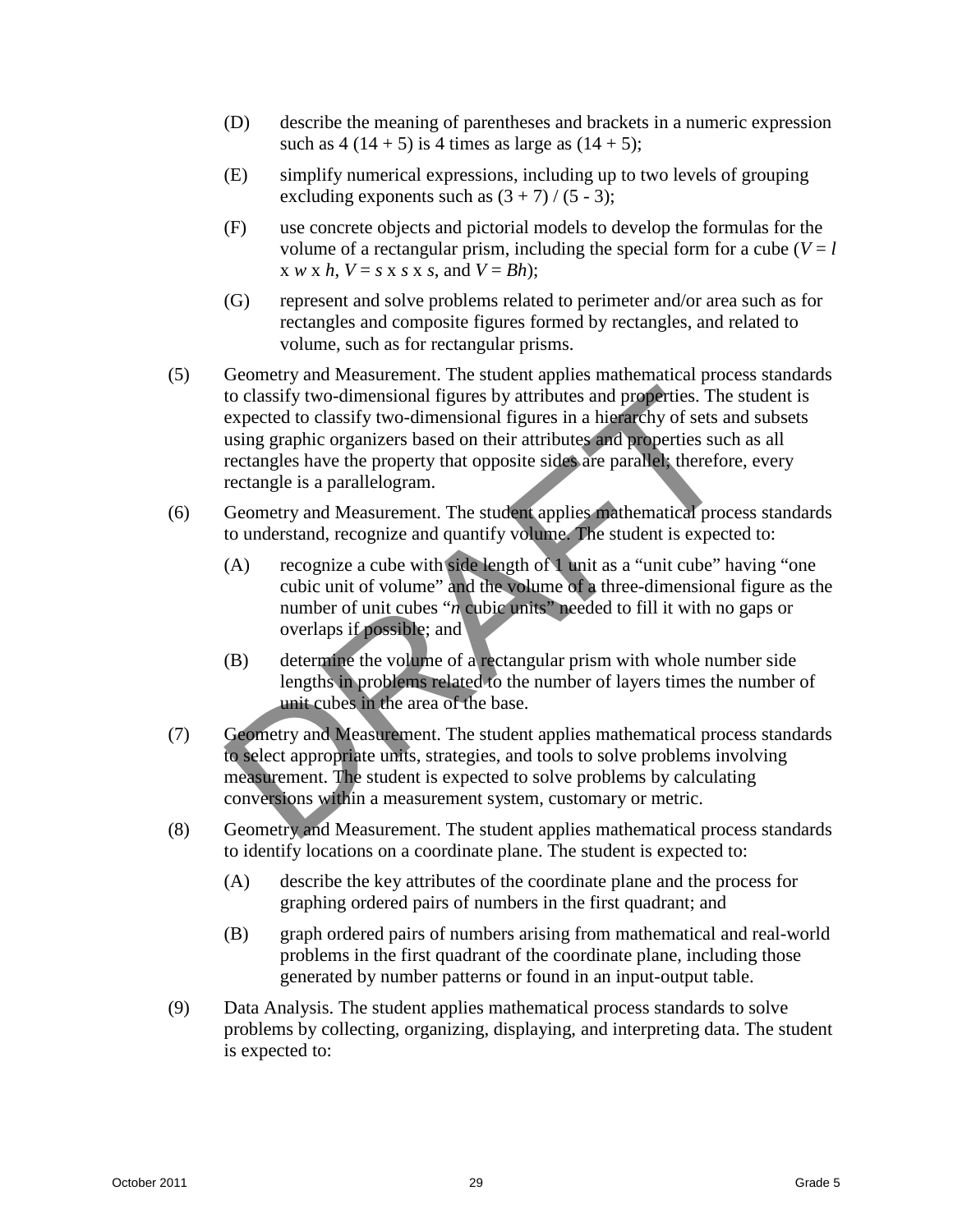(D) describe the meaning of parentheses and brackets in a numeric expression such as 4 (14 + 5) is 4 times as large as (14 + 5);

(E) simplify numerical expressions, including up to two levels of grouping excluding exponents such as (3 + 7) / (5 - 3);

(F) use concrete objects and pictorial models to develop the formulas for the volume of a rectangular prism, including the special form for a cube ($V = l \times w \times h$, $V = s \times s \times s$, and $V = Bh$);

(G) represent and solve problems related to perimeter and/or area such as for rectangles and composite figures formed by rectangles, and related to volume, such as for rectangular prisms.

(5) Geometry and Measurement. The student applies mathematical process standards to classify two-dimensional figures by attributes and properties. The student is expected to classify two-dimensional figures in a hierarchy of sets and subsets using graphic organizers based on their attributes and properties such as all rectangles have the property that opposite sides are parallel; therefore, every rectangle is a parallelogram.

(6) Geometry and Measurement. The student applies mathematical process standards to understand, recognize and quantify volume. The student is expected to:

(A) recognize a cube with side length of 1 unit as a "unit cube" having "one cubic unit of volume" and the volume of a three-dimensional figure as the number of unit cubes "$n$ cubic units" needed to fill it with no gaps or overlaps if possible; and

(B) determine the volume of a rectangular prism with whole number side lengths in problems related to the number of layers times the number of unit cubes in the area of the base.

(7) Geometry and Measurement. The student applies mathematical process standards to select appropriate units, strategies, and tools to solve problems involving measurement. The student is expected to solve problems by calculating conversions within a measurement system, customary or metric.

(8) Geometry and Measurement. The student applies mathematical process standards to identify locations on a coordinate plane. The student is expected to:

(A) describe the key attributes of the coordinate plane and the process for graphing ordered pairs of numbers in the first quadrant; and

(B) graph ordered pairs of numbers arising from mathematical and real-world problems in the first quadrant of the coordinate plane, including those generated by number patterns or found in an input-output table.

(9) Data Analysis. The student applies mathematical process standards to solve problems by collecting, organizing, displaying, and interpreting data. The student is expected to: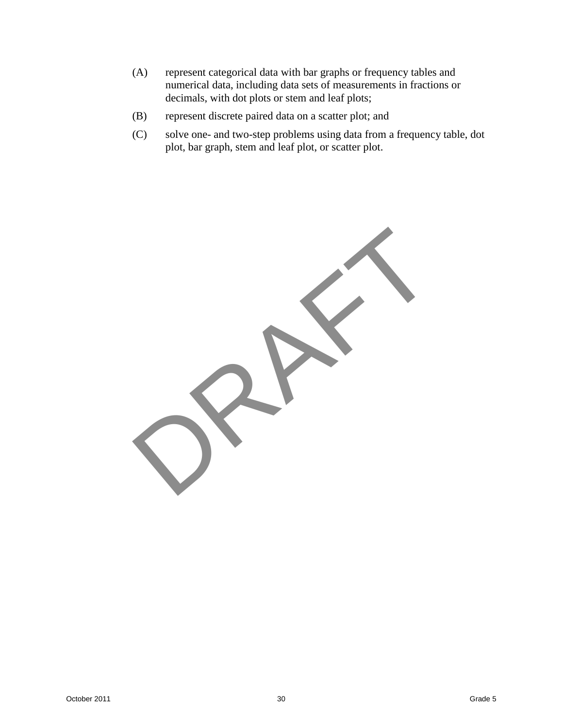(A) represent categorical data with bar graphs or frequency tables and numerical data, including data sets of measurements in fractions or decimals, with dot plots or stem and leaf plots;

(B) represent discrete paired data on a scatter plot; and

(C) solve one- and two-step problems using data from a frequency table, dot plot, bar graph, stem and leaf plot, or scatter plot.